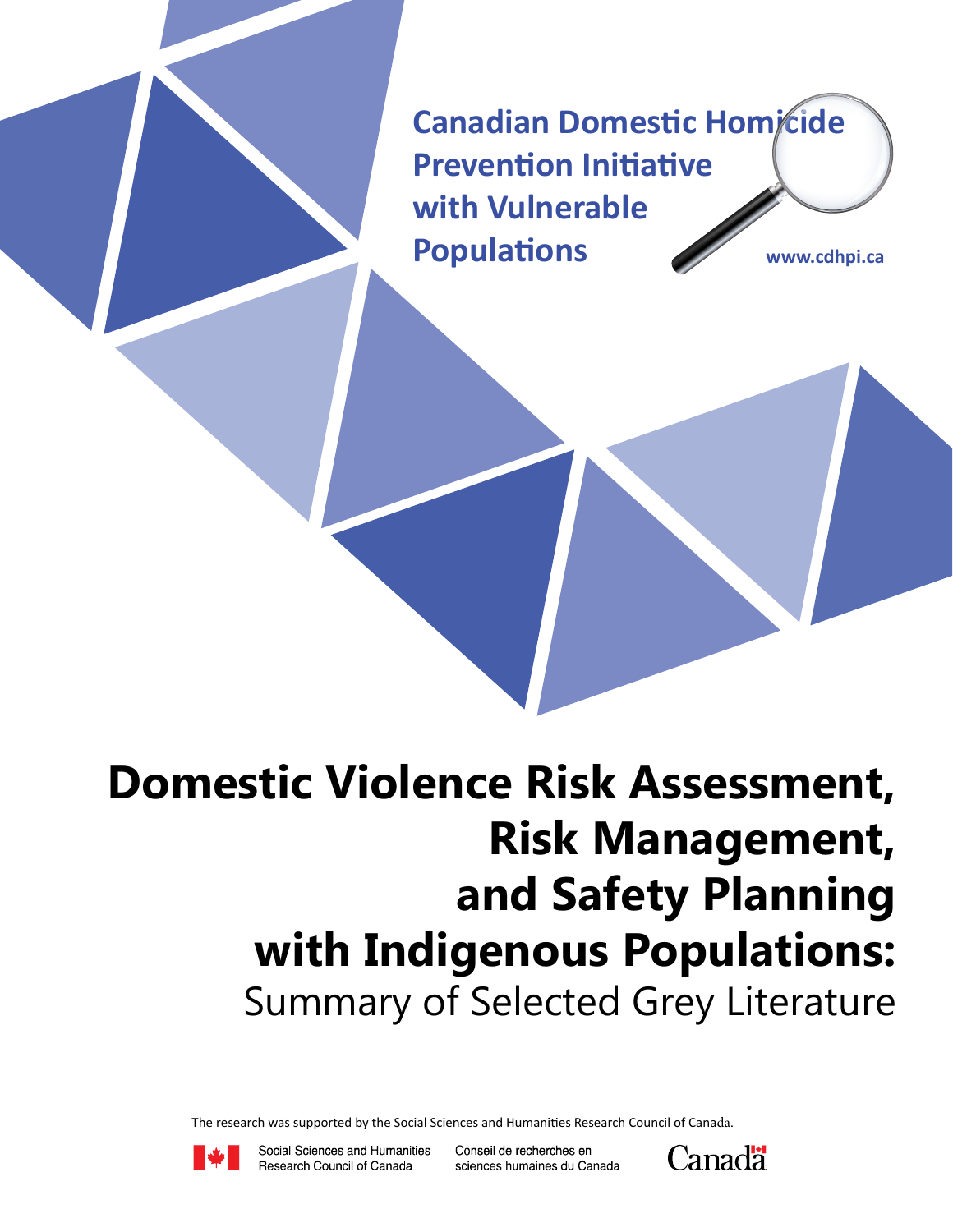**Canadian Domestic Homicide Prevention Initiative with Vulnerable Populations**

www.cdhpi.ca

# Domestic Violence Risk Assessment, Risk Management, and Safety Planning with Indigenous Populations:

## Summary of Selected Grey Literature

The research was supported by the Social Sciences and Humanities Research Council of Canada.

Social Sciences and Humanities Research Council of Canada

Conseil de recherches en sciences humaines du Canada

Canada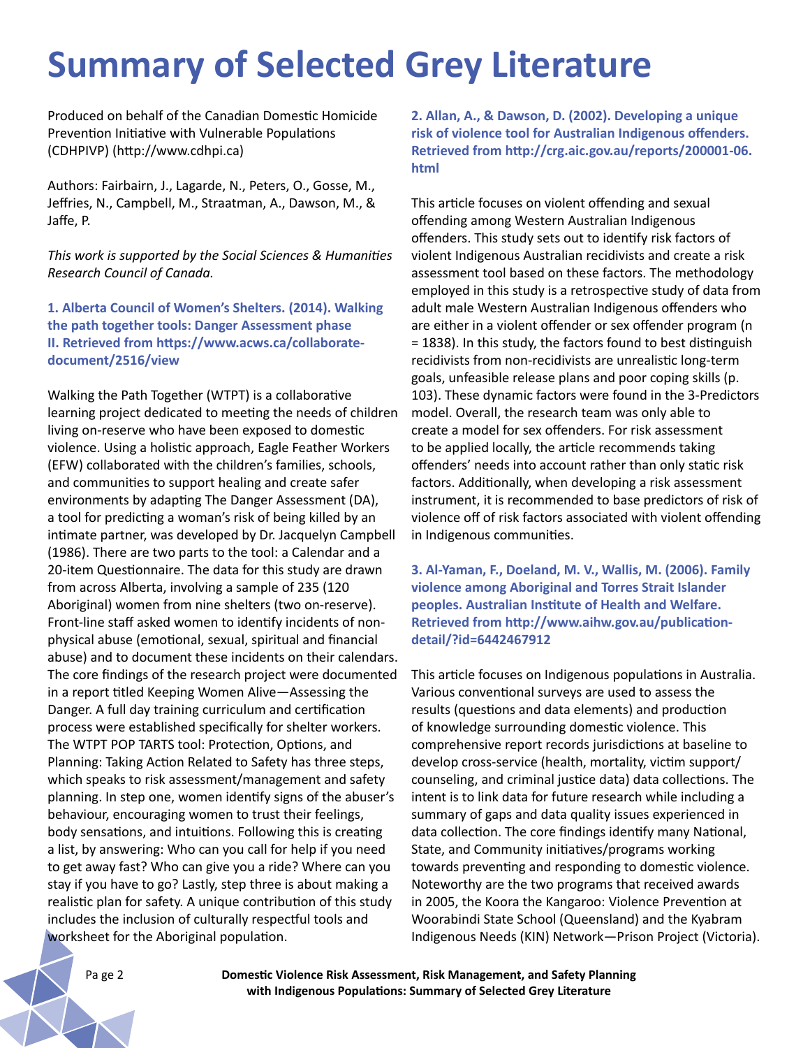# Summary of Selected Grey Literature

Produced on behalf of the Canadian Domestic Homicide Prevention Initiative with Vulnerable Populations (CDHPIVP) (http://www.cdhpi.ca)

Authors: Fairbairn, J., Lagarde, N., Peters, O., Gosse, M., Jeffries, N., Campbell, M., Straatman, A., Dawson, M., & Jaffe, P.

*This work is supported by the Social Sciences & Humanities Research Council of Canada.*

### 1. Alberta Council of Women's Shelters. (2014). Walking the path together tools: Danger Assessment phase II. Retrieved from https://www.acws.ca/collaborate-document/2516/view

Walking the Path Together (WTPT) is a collaborative learning project dedicated to meeting the needs of children living on-reserve who have been exposed to domestic violence. Using a holistic approach, Eagle Feather Workers (EFW) collaborated with the children's families, schools, and communities to support healing and create safer environments by adapting The Danger Assessment (DA), a tool for predicting a woman's risk of being killed by an intimate partner, was developed by Dr. Jacquelyn Campbell (1986). There are two parts to the tool: a Calendar and a 20-item Questionnaire. The data for this study are drawn from across Alberta, involving a sample of 235 (120 Aboriginal) women from nine shelters (two on-reserve). Front-line staff asked women to identify incidents of non-physical abuse (emotional, sexual, spiritual and financial abuse) and to document these incidents on their calendars. The core findings of the research project were documented in a report titled Keeping Women Alive—Assessing the Danger. A full day training curriculum and certification process were established specifically for shelter workers. The WTPT POP TARTS tool: Protection, Options, and Planning: Taking Action Related to Safety has three steps, which speaks to risk assessment/management and safety planning. In step one, women identify signs of the abuser's behaviour, encouraging women to trust their feelings, body sensations, and intuitions. Following this is creating a list, by answering: Who can you call for help if you need to get away fast? Who can give you a ride? Where can you stay if you have to go? Lastly, step three is about making a realistic plan for safety. A unique contribution of this study includes the inclusion of culturally respectful tools and worksheet for the Aboriginal population.

### 2. Allan, A., & Dawson, D. (2002). Developing a unique risk of violence tool for Australian Indigenous offenders. Retrieved from http://crg.aic.gov.au/reports/200001-06.html

This article focuses on violent offending and sexual offending among Western Australian Indigenous offenders. This study sets out to identify risk factors of violent Indigenous Australian recidivists and create a risk assessment tool based on these factors. The methodology employed in this study is a retrospective study of data from adult male Western Australian Indigenous offenders who are either in a violent offender or sex offender program (n = 1838). In this study, the factors found to best distinguish recidivists from non-recidivists are unrealistic long-term goals, unfeasible release plans and poor coping skills (p. 103). These dynamic factors were found in the 3-Predictors model. Overall, the research team was only able to create a model for sex offenders. For risk assessment to be applied locally, the article recommends taking offenders' needs into account rather than only static risk factors. Additionally, when developing a risk assessment instrument, it is recommended to base predictors of risk of violence off of risk factors associated with violent offending in Indigenous communities.

### 3. Al-Yaman, F., Doeland, M. V., Wallis, M. (2006). Family violence among Aboriginal and Torres Strait Islander peoples. Australian Institute of Health and Welfare. Retrieved from http://www.aihw.gov.au/publication-detail/?id=6442467912

This article focuses on Indigenous populations in Australia. Various conventional surveys are used to assess the results (questions and data elements) and production of knowledge surrounding domestic violence. This comprehensive report records jurisdictions at baseline to develop cross-service (health, mortality, victim support/counseling, and criminal justice data) data collections. The intent is to link data for future research while including a summary of gaps and data quality issues experienced in data collection. The core findings identify many National, State, and Community initiatives/programs working towards preventing and responding to domestic violence. Noteworthy are the two programs that received awards in 2005, the Koora the Kangaroo: Violence Prevention at Woorabindi State School (Queensland) and the Kyabram Indigenous Needs (KIN) Network—Prison Project (Victoria).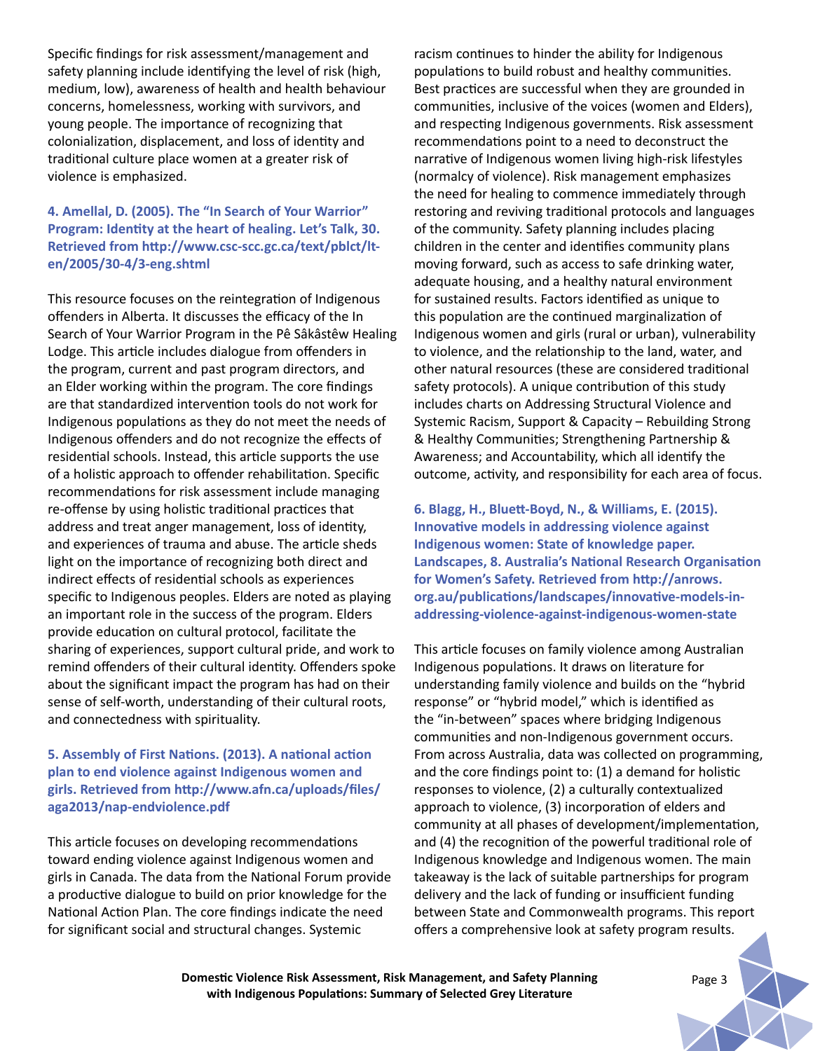Specific findings for risk assessment/management and safety planning include identifying the level of risk (high, medium, low), awareness of health and health behaviour concerns, homelessness, working with survivors, and young people. The importance of recognizing that colonialization, displacement, and loss of identity and traditional culture place women at a greater risk of violence is emphasized.

**4. Amellal, D. (2005). The "In Search of Your Warrior" Program: Identity at the heart of healing. Let's Talk, 30. Retrieved from http://www.csc-scc.gc.ca/text/pblct/lt-en/2005/30-4/3-eng.shtml**

This resource focuses on the reintegration of Indigenous offenders in Alberta. It discusses the efficacy of the In Search of Your Warrior Program in the Pê Sâkâstêw Healing Lodge. This article includes dialogue from offenders in the program, current and past program directors, and an Elder working within the program. The core findings are that standardized intervention tools do not work for Indigenous populations as they do not meet the needs of Indigenous offenders and do not recognize the effects of residential schools. Instead, this article supports the use of a holistic approach to offender rehabilitation. Specific recommendations for risk assessment include managing re-offense by using holistic traditional practices that address and treat anger management, loss of identity, and experiences of trauma and abuse. The article sheds light on the importance of recognizing both direct and indirect effects of residential schools as experiences specific to Indigenous peoples. Elders are noted as playing an important role in the success of the program. Elders provide education on cultural protocol, facilitate the sharing of experiences, support cultural pride, and work to remind offenders of their cultural identity. Offenders spoke about the significant impact the program has had on their sense of self-worth, understanding of their cultural roots, and connectedness with spirituality.

**5. Assembly of First Nations. (2013). A national action plan to end violence against Indigenous women and girls. Retrieved from http://www.afn.ca/uploads/files/aga2013/nap-endviolence.pdf**

This article focuses on developing recommendations toward ending violence against Indigenous women and girls in Canada. The data from the National Forum provide a productive dialogue to build on prior knowledge for the National Action Plan. The core findings indicate the need for significant social and structural changes. Systemic racism continues to hinder the ability for Indigenous populations to build robust and healthy communities. Best practices are successful when they are grounded in communities, inclusive of the voices (women and Elders), and respecting Indigenous governments. Risk assessment recommendations point to a need to deconstruct the narrative of Indigenous women living high-risk lifestyles (normalcy of violence). Risk management emphasizes the need for healing to commence immediately through restoring and reviving traditional protocols and languages of the community. Safety planning includes placing children in the center and identifies community plans moving forward, such as access to safe drinking water, adequate housing, and a healthy natural environment for sustained results. Factors identified as unique to this population are the continued marginalization of Indigenous women and girls (rural or urban), vulnerability to violence, and the relationship to the land, water, and other natural resources (these are considered traditional safety protocols). A unique contribution of this study includes charts on Addressing Structural Violence and Systemic Racism, Support & Capacity – Rebuilding Strong & Healthy Communities; Strengthening Partnership & Awareness; and Accountability, which all identify the outcome, activity, and responsibility for each area of focus.

**6. Blagg, H., Bluett-Boyd, N., & Williams, E. (2015). Innovative models in addressing violence against Indigenous women: State of knowledge paper. Landscapes, 8. Australia's National Research Organisation for Women's Safety. Retrieved from http://anrows.org.au/publications/landscapes/innovative-models-in-addressing-violence-against-indigenous-women-state**

This article focuses on family violence among Australian Indigenous populations. It draws on literature for understanding family violence and builds on the "hybrid response" or "hybrid model," which is identified as the "in-between" spaces where bridging Indigenous communities and non-Indigenous government occurs. From across Australia, data was collected on programming, and the core findings point to: (1) a demand for holistic responses to violence, (2) a culturally contextualized approach to violence, (3) incorporation of elders and community at all phases of development/implementation, and (4) the recognition of the powerful traditional role of Indigenous knowledge and Indigenous women. The main takeaway is the lack of suitable partnerships for program delivery and the lack of funding or insufficient funding between State and Commonwealth programs. This report offers a comprehensive look at safety program results.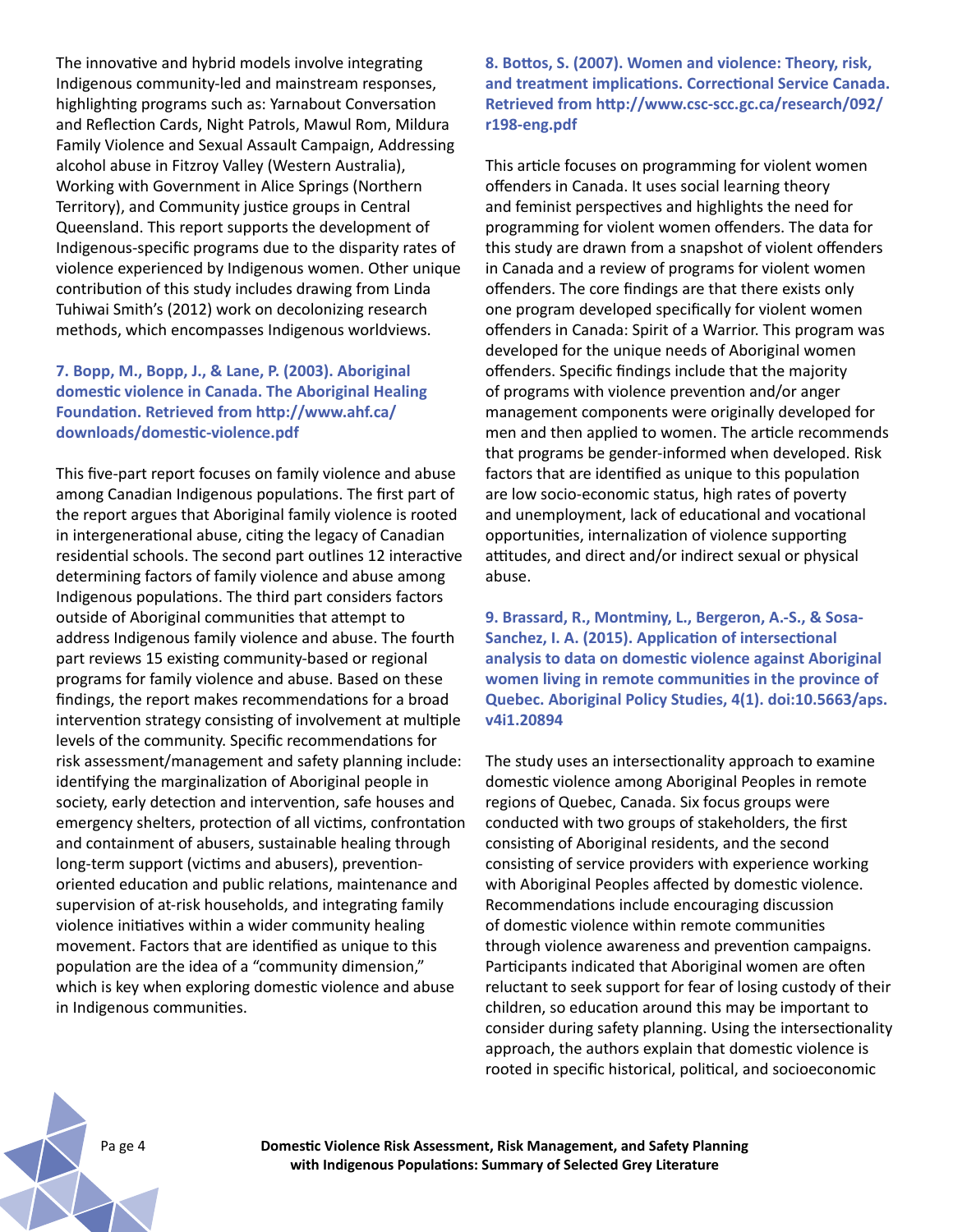The innovative and hybrid models involve integrating Indigenous community-led and mainstream responses, highlighting programs such as: Yarnabout Conversation and Reflection Cards, Night Patrols, Mawul Rom, Mildura Family Violence and Sexual Assault Campaign, Addressing alcohol abuse in Fitzroy Valley (Western Australia), Working with Government in Alice Springs (Northern Territory), and Community justice groups in Central Queensland. This report supports the development of Indigenous-specific programs due to the disparity rates of violence experienced by Indigenous women. Other unique contribution of this study includes drawing from Linda Tuhiwai Smith's (2012) work on decolonizing research methods, which encompasses Indigenous worldviews.

**7. Bopp, M., Bopp, J., & Lane, P. (2003). Aboriginal domestic violence in Canada. The Aboriginal Healing Foundation. Retrieved from http://www.ahf.ca/downloads/domestic-violence.pdf**

This five-part report focuses on family violence and abuse among Canadian Indigenous populations. The first part of the report argues that Aboriginal family violence is rooted in intergenerational abuse, citing the legacy of Canadian residential schools. The second part outlines 12 interactive determining factors of family violence and abuse among Indigenous populations. The third part considers factors outside of Aboriginal communities that attempt to address Indigenous family violence and abuse. The fourth part reviews 15 existing community-based or regional programs for family violence and abuse. Based on these findings, the report makes recommendations for a broad intervention strategy consisting of involvement at multiple levels of the community. Specific recommendations for risk assessment/management and safety planning include: identifying the marginalization of Aboriginal people in society, early detection and intervention, safe houses and emergency shelters, protection of all victims, confrontation and containment of abusers, sustainable healing through long-term support (victims and abusers), prevention-oriented education and public relations, maintenance and supervision of at-risk households, and integrating family violence initiatives within a wider community healing movement. Factors that are identified as unique to this population are the idea of a "community dimension," which is key when exploring domestic violence and abuse in Indigenous communities.

**8. Bottos, S. (2007). Women and violence: Theory, risk, and treatment implications. Correctional Service Canada. Retrieved from http://www.csc-scc.gc.ca/research/092/r198-eng.pdf**

This article focuses on programming for violent women offenders in Canada. It uses social learning theory and feminist perspectives and highlights the need for programming for violent women offenders. The data for this study are drawn from a snapshot of violent offenders in Canada and a review of programs for violent women offenders. The core findings are that there exists only one program developed specifically for violent women offenders in Canada: Spirit of a Warrior. This program was developed for the unique needs of Aboriginal women offenders. Specific findings include that the majority of programs with violence prevention and/or anger management components were originally developed for men and then applied to women. The article recommends that programs be gender-informed when developed. Risk factors that are identified as unique to this population are low socio-economic status, high rates of poverty and unemployment, lack of educational and vocational opportunities, internalization of violence supporting attitudes, and direct and/or indirect sexual or physical abuse.

**9. Brassard, R., Montminy, L., Bergeron, A.-S., & Sosa-Sanchez, I. A. (2015). Application of intersectional analysis to data on domestic violence against Aboriginal women living in remote communities in the province of Quebec. Aboriginal Policy Studies, 4(1). doi:10.5663/aps.v4i1.20894**

The study uses an intersectionality approach to examine domestic violence among Aboriginal Peoples in remote regions of Quebec, Canada. Six focus groups were conducted with two groups of stakeholders, the first consisting of Aboriginal residents, and the second consisting of service providers with experience working with Aboriginal Peoples affected by domestic violence. Recommendations include encouraging discussion of domestic violence within remote communities through violence awareness and prevention campaigns. Participants indicated that Aboriginal women are often reluctant to seek support for fear of losing custody of their children, so education around this may be important to consider during safety planning. Using the intersectionality approach, the authors explain that domestic violence is rooted in specific historical, political, and socioeconomic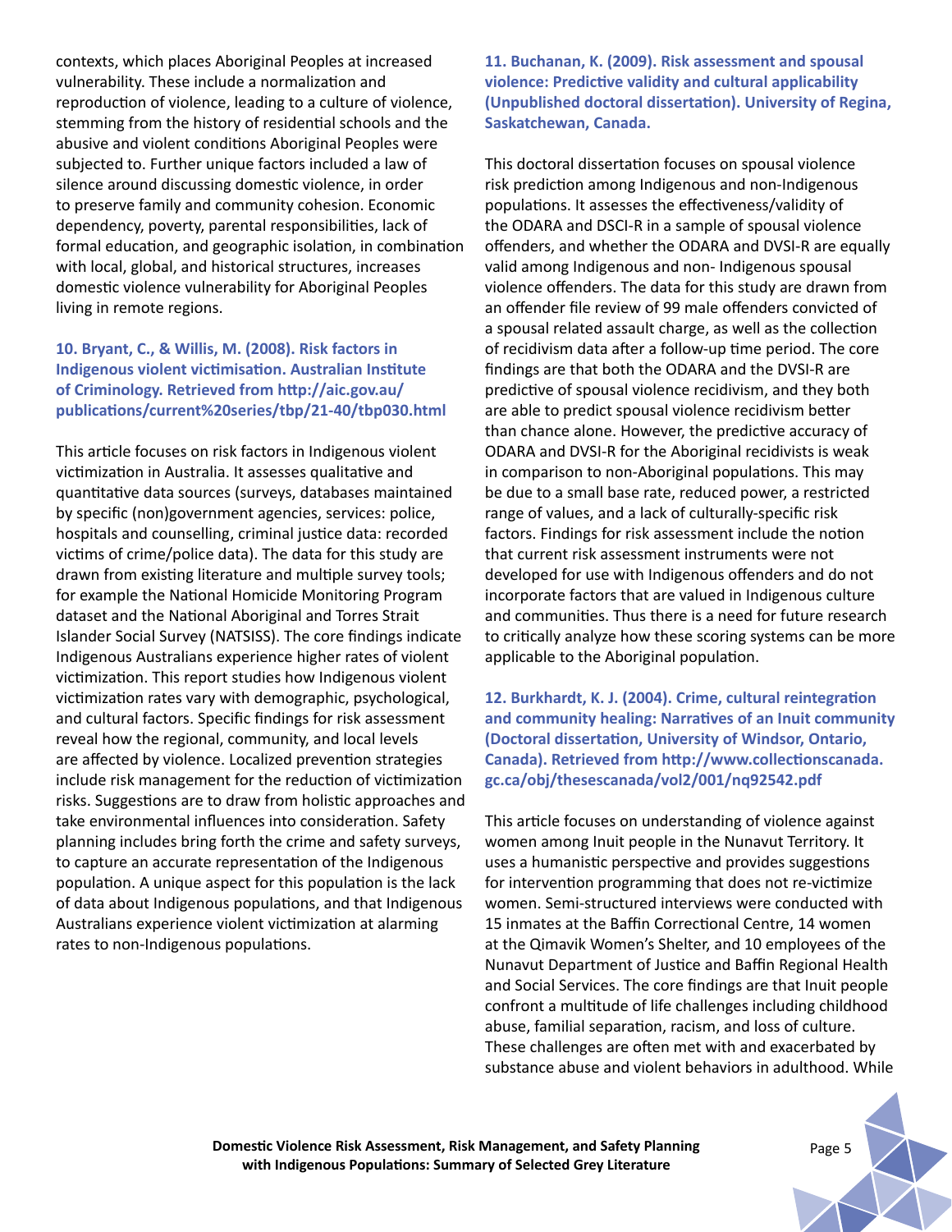contexts, which places Aboriginal Peoples at increased vulnerability. These include a normalization and reproduction of violence, leading to a culture of violence, stemming from the history of residential schools and the abusive and violent conditions Aboriginal Peoples were subjected to. Further unique factors included a law of silence around discussing domestic violence, in order to preserve family and community cohesion. Economic dependency, poverty, parental responsibilities, lack of formal education, and geographic isolation, in combination with local, global, and historical structures, increases domestic violence vulnerability for Aboriginal Peoples living in remote regions.

**10. Bryant, C., & Willis, M. (2008). Risk factors in Indigenous violent victimisation. Australian Institute of Criminology. Retrieved from http://aic.gov.au/publications/current%20series/tbp/21-40/tbp030.html**

This article focuses on risk factors in Indigenous violent victimization in Australia. It assesses qualitative and quantitative data sources (surveys, databases maintained by specific (non)government agencies, services: police, hospitals and counselling, criminal justice data: recorded victims of crime/police data). The data for this study are drawn from existing literature and multiple survey tools; for example the National Homicide Monitoring Program dataset and the National Aboriginal and Torres Strait Islander Social Survey (NATSISS). The core findings indicate Indigenous Australians experience higher rates of violent victimization. This report studies how Indigenous violent victimization rates vary with demographic, psychological, and cultural factors. Specific findings for risk assessment reveal how the regional, community, and local levels are affected by violence. Localized prevention strategies include risk management for the reduction of victimization risks. Suggestions are to draw from holistic approaches and take environmental influences into consideration. Safety planning includes bring forth the crime and safety surveys, to capture an accurate representation of the Indigenous population. A unique aspect for this population is the lack of data about Indigenous populations, and that Indigenous Australians experience violent victimization at alarming rates to non-Indigenous populations.

**11. Buchanan, K. (2009). Risk assessment and spousal violence: Predictive validity and cultural applicability (Unpublished doctoral dissertation). University of Regina, Saskatchewan, Canada.**

This doctoral dissertation focuses on spousal violence risk prediction among Indigenous and non-Indigenous populations. It assesses the effectiveness/validity of the ODARA and DSCI-R in a sample of spousal violence offenders, and whether the ODARA and DVSI-R are equally valid among Indigenous and non- Indigenous spousal violence offenders. The data for this study are drawn from an offender file review of 99 male offenders convicted of a spousal related assault charge, as well as the collection of recidivism data after a follow-up time period. The core findings are that both the ODARA and the DVSI-R are predictive of spousal violence recidivism, and they both are able to predict spousal violence recidivism better than chance alone. However, the predictive accuracy of ODARA and DVSI-R for the Aboriginal recidivists is weak in comparison to non-Aboriginal populations. This may be due to a small base rate, reduced power, a restricted range of values, and a lack of culturally-specific risk factors. Findings for risk assessment include the notion that current risk assessment instruments were not developed for use with Indigenous offenders and do not incorporate factors that are valued in Indigenous culture and communities. Thus there is a need for future research to critically analyze how these scoring systems can be more applicable to the Aboriginal population.

**12. Burkhardt, K. J. (2004). Crime, cultural reintegration and community healing: Narratives of an Inuit community (Doctoral dissertation, University of Windsor, Ontario, Canada). Retrieved from http://www.collectionscanada.gc.ca/obj/thesescanada/vol2/001/nq92542.pdf**

This article focuses on understanding of violence against women among Inuit people in the Nunavut Territory. It uses a humanistic perspective and provides suggestions for intervention programming that does not re-victimize women. Semi-structured interviews were conducted with 15 inmates at the Baffin Correctional Centre, 14 women at the Qimavik Women's Shelter, and 10 employees of the Nunavut Department of Justice and Baffin Regional Health and Social Services. The core findings are that Inuit people confront a multitude of life challenges including childhood abuse, familial separation, racism, and loss of culture. These challenges are often met with and exacerbated by substance abuse and violent behaviors in adulthood. While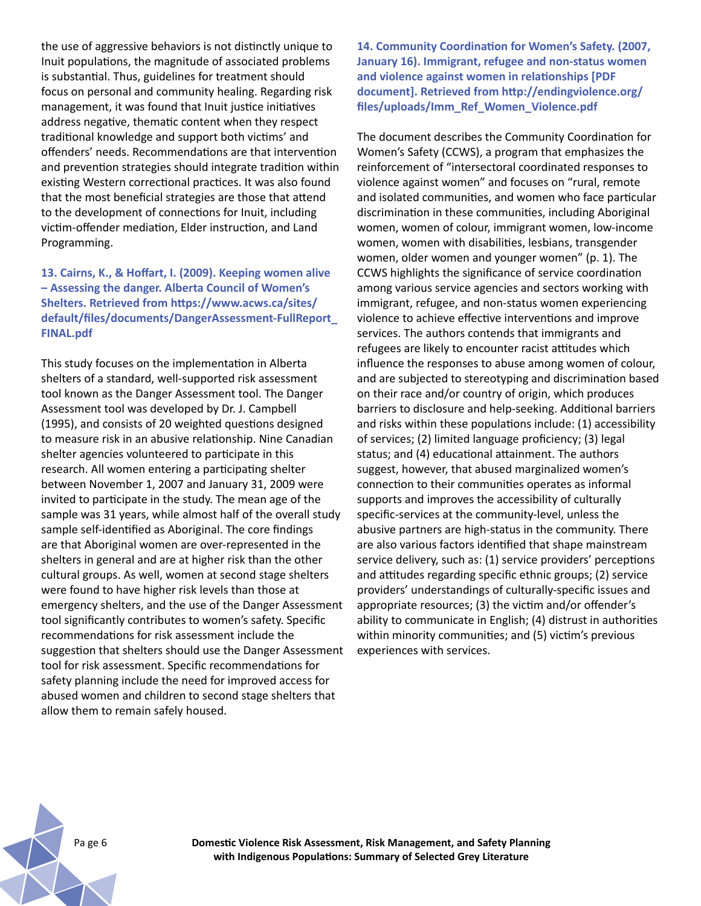the use of aggressive behaviors is not distinctly unique to Inuit populations, the magnitude of associated problems is substantial. Thus, guidelines for treatment should focus on personal and community healing. Regarding risk management, it was found that Inuit justice initiatives address negative, thematic content when they respect traditional knowledge and support both victims' and offenders' needs. Recommendations are that intervention and prevention strategies should integrate tradition within existing Western correctional practices. It was also found that the most beneficial strategies are those that attend to the development of connections for Inuit, including victim-offender mediation, Elder instruction, and Land Programming.

### 13. Cairns, K., & Hoffart, I. (2009). Keeping women alive – Assessing the danger. Alberta Council of Women's Shelters. Retrieved from https://www.acws.ca/sites/default/files/documents/DangerAssessment-FullReport_FINAL.pdf

This study focuses on the implementation in Alberta shelters of a standard, well-supported risk assessment tool known as the Danger Assessment tool. The Danger Assessment tool was developed by Dr. J. Campbell (1995), and consists of 20 weighted questions designed to measure risk in an abusive relationship. Nine Canadian shelter agencies volunteered to participate in this research. All women entering a participating shelter between November 1, 2007 and January 31, 2009 were invited to participate in the study. The mean age of the sample was 31 years, while almost half of the overall study sample self-identified as Aboriginal. The core findings are that Aboriginal women are over-represented in the shelters in general and are at higher risk than the other cultural groups. As well, women at second stage shelters were found to have higher risk levels than those at emergency shelters, and the use of the Danger Assessment tool significantly contributes to women's safety. Specific recommendations for risk assessment include the suggestion that shelters should use the Danger Assessment tool for risk assessment. Specific recommendations for safety planning include the need for improved access for abused women and children to second stage shelters that allow them to remain safely housed.

### 14. Community Coordination for Women's Safety. (2007, January 16). Immigrant, refugee and non-status women and violence against women in relationships [PDF document]. Retrieved from http://endingviolence.org/files/uploads/Imm_Ref_Women_Violence.pdf

The document describes the Community Coordination for Women's Safety (CCWS), a program that emphasizes the reinforcement of "intersectoral coordinated responses to violence against women" and focuses on "rural, remote and isolated communities, and women who face particular discrimination in these communities, including Aboriginal women, women of colour, immigrant women, low-income women, women with disabilities, lesbians, transgender women, older women and younger women" (p. 1). The CCWS highlights the significance of service coordination among various service agencies and sectors working with immigrant, refugee, and non-status women experiencing violence to achieve effective interventions and improve services. The authors contends that immigrants and refugees are likely to encounter racist attitudes which influence the responses to abuse among women of colour, and are subjected to stereotyping and discrimination based on their race and/or country of origin, which produces barriers to disclosure and help-seeking. Additional barriers and risks within these populations include: (1) accessibility of services; (2) limited language proficiency; (3) legal status; and (4) educational attainment. The authors suggest, however, that abused marginalized women's connection to their communities operates as informal supports and improves the accessibility of culturally specific-services at the community-level, unless the abusive partners are high-status in the community. There are also various factors identified that shape mainstream service delivery, such as: (1) service providers' perceptions and attitudes regarding specific ethnic groups; (2) service providers' understandings of culturally-specific issues and appropriate resources; (3) the victim and/or offender's ability to communicate in English; (4) distrust in authorities within minority communities; and (5) victim's previous experiences with services.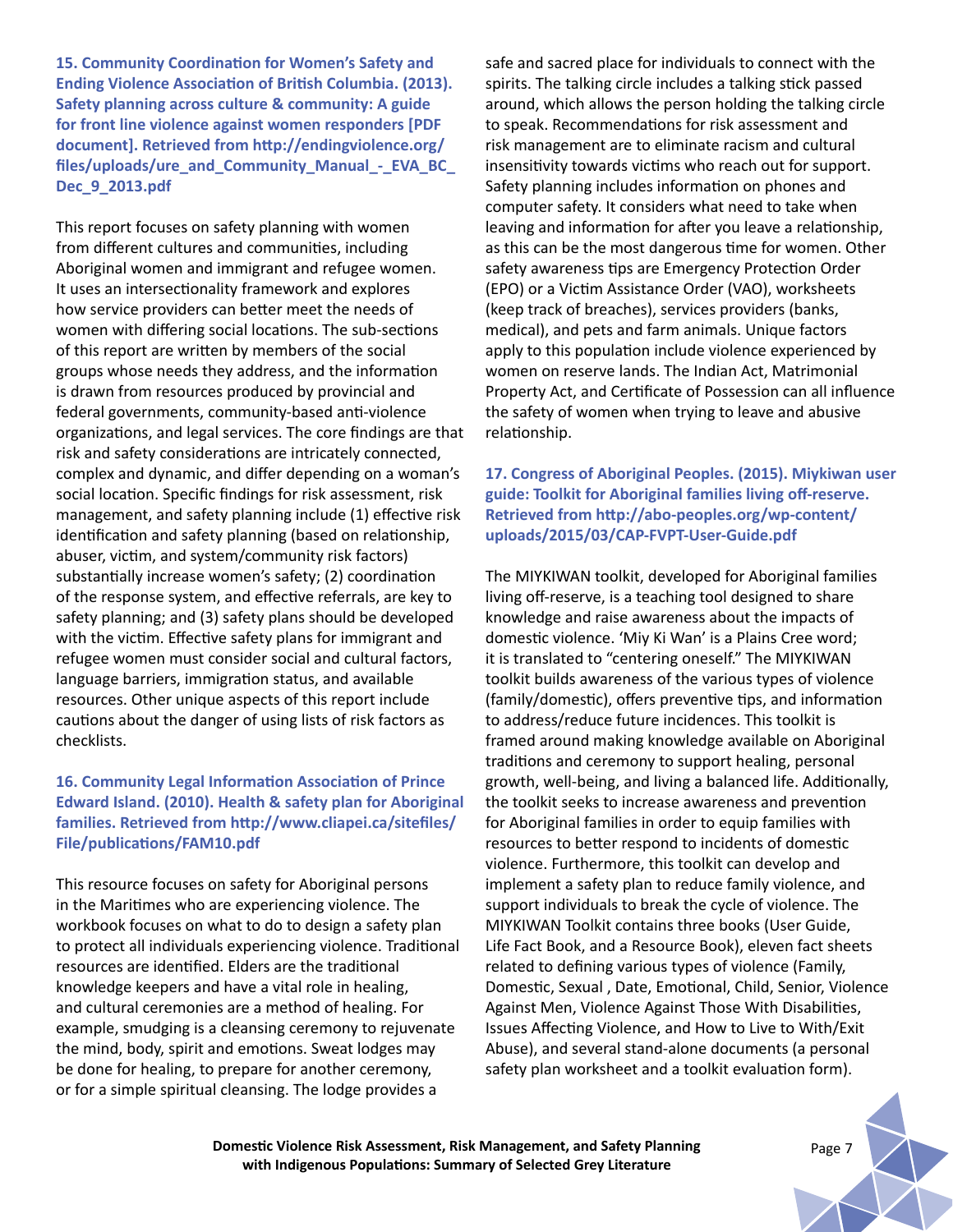**15. Community Coordination for Women's Safety and Ending Violence Association of British Columbia. (2013). Safety planning across culture & community: A guide for front line violence against women responders [PDF document]. Retrieved from http://endingviolence.org/files/uploads/ure_and_Community_Manual_-_EVA_BC_Dec_9_2013.pdf**

This report focuses on safety planning with women from different cultures and communities, including Aboriginal women and immigrant and refugee women. It uses an intersectionality framework and explores how service providers can better meet the needs of women with differing social locations. The sub-sections of this report are written by members of the social groups whose needs they address, and the information is drawn from resources produced by provincial and federal governments, community-based anti-violence organizations, and legal services. The core findings are that risk and safety considerations are intricately connected, complex and dynamic, and differ depending on a woman's social location. Specific findings for risk assessment, risk management, and safety planning include (1) effective risk identification and safety planning (based on relationship, abuser, victim, and system/community risk factors) substantially increase women's safety; (2) coordination of the response system, and effective referrals, are key to safety planning; and (3) safety plans should be developed with the victim. Effective safety plans for immigrant and refugee women must consider social and cultural factors, language barriers, immigration status, and available resources. Other unique aspects of this report include cautions about the danger of using lists of risk factors as checklists.

**16. Community Legal Information Association of Prince Edward Island. (2010). Health & safety plan for Aboriginal families. Retrieved from http://www.cliapei.ca/sitefiles/File/publications/FAM10.pdf**

This resource focuses on safety for Aboriginal persons in the Maritimes who are experiencing violence. The workbook focuses on what to do to design a safety plan to protect all individuals experiencing violence. Traditional resources are identified. Elders are the traditional knowledge keepers and have a vital role in healing, and cultural ceremonies are a method of healing. For example, smudging is a cleansing ceremony to rejuvenate the mind, body, spirit and emotions. Sweat lodges may be done for healing, to prepare for another ceremony, or for a simple spiritual cleansing. The lodge provides a safe and sacred place for individuals to connect with the spirits. The talking circle includes a talking stick passed around, which allows the person holding the talking circle to speak. Recommendations for risk assessment and risk management are to eliminate racism and cultural insensitivity towards victims who reach out for support. Safety planning includes information on phones and computer safety. It considers what need to take when leaving and information for after you leave a relationship, as this can be the most dangerous time for women. Other safety awareness tips are Emergency Protection Order (EPO) or a Victim Assistance Order (VAO), worksheets (keep track of breaches), services providers (banks, medical), and pets and farm animals. Unique factors apply to this population include violence experienced by women on reserve lands. The Indian Act, Matrimonial Property Act, and Certificate of Possession can all influence the safety of women when trying to leave and abusive relationship.

**17. Congress of Aboriginal Peoples. (2015). Miykiwan user guide: Toolkit for Aboriginal families living off-reserve. Retrieved from http://abo-peoples.org/wp-content/uploads/2015/03/CAP-FVPT-User-Guide.pdf**

The MIYKIWAN toolkit, developed for Aboriginal families living off-reserve, is a teaching tool designed to share knowledge and raise awareness about the impacts of domestic violence. 'Miy Ki Wan' is a Plains Cree word; it is translated to "centering oneself." The MIYKIWAN toolkit builds awareness of the various types of violence (family/domestic), offers preventive tips, and information to address/reduce future incidences. This toolkit is framed around making knowledge available on Aboriginal traditions and ceremony to support healing, personal growth, well-being, and living a balanced life. Additionally, the toolkit seeks to increase awareness and prevention for Aboriginal families in order to equip families with resources to better respond to incidents of domestic violence. Furthermore, this toolkit can develop and implement a safety plan to reduce family violence, and support individuals to break the cycle of violence. The MIYKIWAN Toolkit contains three books (User Guide, Life Fact Book, and a Resource Book), eleven fact sheets related to defining various types of violence (Family, Domestic, Sexual , Date, Emotional, Child, Senior, Violence Against Men, Violence Against Those With Disabilities, Issues Affecting Violence, and How to Live to With/Exit Abuse), and several stand-alone documents (a personal safety plan worksheet and a toolkit evaluation form).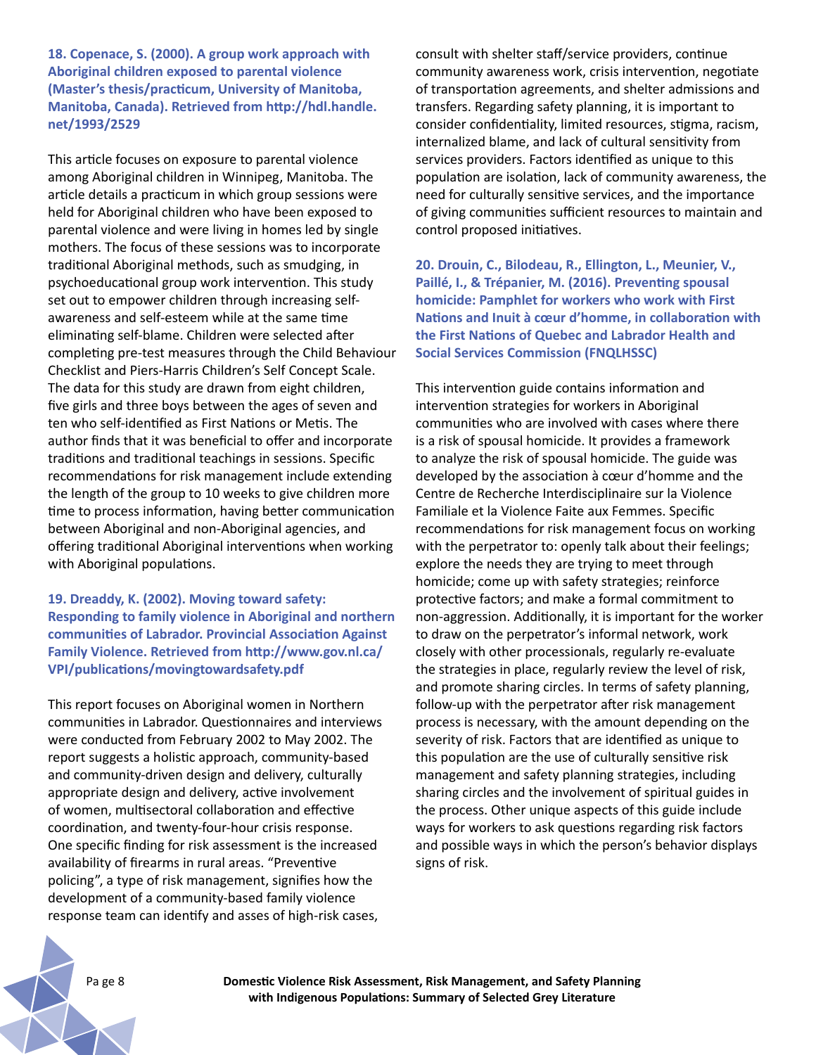**18. Copenace, S. (2000). A group work approach with Aboriginal children exposed to parental violence (Master's thesis/practicum, University of Manitoba, Manitoba, Canada). Retrieved from http://hdl.handle.net/1993/2529**

This article focuses on exposure to parental violence among Aboriginal children in Winnipeg, Manitoba. The article details a practicum in which group sessions were held for Aboriginal children who have been exposed to parental violence and were living in homes led by single mothers. The focus of these sessions was to incorporate traditional Aboriginal methods, such as smudging, in psychoeducational group work intervention. This study set out to empower children through increasing self-awareness and self-esteem while at the same time eliminating self-blame. Children were selected after completing pre-test measures through the Child Behaviour Checklist and Piers-Harris Children's Self Concept Scale. The data for this study are drawn from eight children, five girls and three boys between the ages of seven and ten who self-identified as First Nations or Metis. The author finds that it was beneficial to offer and incorporate traditions and traditional teachings in sessions. Specific recommendations for risk management include extending the length of the group to 10 weeks to give children more time to process information, having better communication between Aboriginal and non-Aboriginal agencies, and offering traditional Aboriginal interventions when working with Aboriginal populations.

**19. Dreaddy, K. (2002). Moving toward safety: Responding to family violence in Aboriginal and northern communities of Labrador. Provincial Association Against Family Violence. Retrieved from http://www.gov.nl.ca/VPI/publications/movingtowardsafety.pdf**

This report focuses on Aboriginal women in Northern communities in Labrador. Questionnaires and interviews were conducted from February 2002 to May 2002. The report suggests a holistic approach, community-based and community-driven design and delivery, culturally appropriate design and delivery, active involvement of women, multisectoral collaboration and effective coordination, and twenty-four-hour crisis response. One specific finding for risk assessment is the increased availability of firearms in rural areas. "Preventive policing", a type of risk management, signifies how the development of a community-based family violence response team can identify and asses of high-risk cases, consult with shelter staff/service providers, continue community awareness work, crisis intervention, negotiate of transportation agreements, and shelter admissions and transfers. Regarding safety planning, it is important to consider confidentiality, limited resources, stigma, racism, internalized blame, and lack of cultural sensitivity from services providers. Factors identified as unique to this population are isolation, lack of community awareness, the need for culturally sensitive services, and the importance of giving communities sufficient resources to maintain and control proposed initiatives.

**20. Drouin, C., Bilodeau, R., Ellington, L., Meunier, V., Paillé, I., & Trépanier, M. (2016). Preventing spousal homicide: Pamphlet for workers who work with First Nations and Inuit à cœur d'homme, in collaboration with the First Nations of Quebec and Labrador Health and Social Services Commission (FNQLHSSC)**

This intervention guide contains information and intervention strategies for workers in Aboriginal communities who are involved with cases where there is a risk of spousal homicide. It provides a framework to analyze the risk of spousal homicide. The guide was developed by the association à cœur d'homme and the Centre de Recherche Interdisciplinaire sur la Violence Familiale et la Violence Faite aux Femmes. Specific recommendations for risk management focus on working with the perpetrator to: openly talk about their feelings; explore the needs they are trying to meet through homicide; come up with safety strategies; reinforce protective factors; and make a formal commitment to non-aggression. Additionally, it is important for the worker to draw on the perpetrator's informal network, work closely with other processionals, regularly re-evaluate the strategies in place, regularly review the level of risk, and promote sharing circles. In terms of safety planning, follow-up with the perpetrator after risk management process is necessary, with the amount depending on the severity of risk. Factors that are identified as unique to this population are the use of culturally sensitive risk management and safety planning strategies, including sharing circles and the involvement of spiritual guides in the process. Other unique aspects of this guide include ways for workers to ask questions regarding risk factors and possible ways in which the person's behavior displays signs of risk.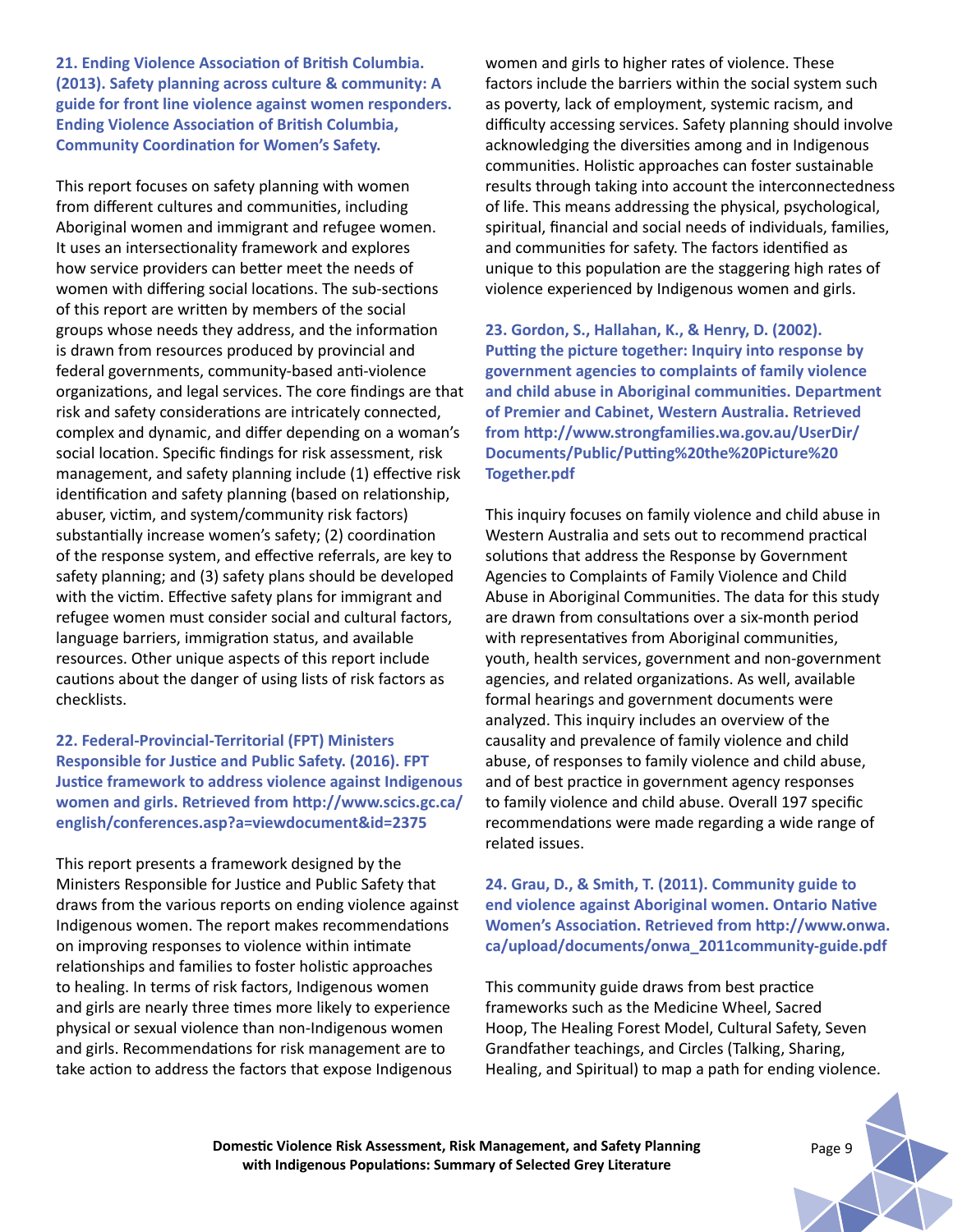**21. Ending Violence Association of British Columbia. (2013). Safety planning across culture & community: A guide for front line violence against women responders. Ending Violence Association of British Columbia, Community Coordination for Women's Safety.**

This report focuses on safety planning with women from different cultures and communities, including Aboriginal women and immigrant and refugee women. It uses an intersectionality framework and explores how service providers can better meet the needs of women with differing social locations. The sub-sections of this report are written by members of the social groups whose needs they address, and the information is drawn from resources produced by provincial and federal governments, community-based anti-violence organizations, and legal services. The core findings are that risk and safety considerations are intricately connected, complex and dynamic, and differ depending on a woman's social location. Specific findings for risk assessment, risk management, and safety planning include (1) effective risk identification and safety planning (based on relationship, abuser, victim, and system/community risk factors) substantially increase women's safety; (2) coordination of the response system, and effective referrals, are key to safety planning; and (3) safety plans should be developed with the victim. Effective safety plans for immigrant and refugee women must consider social and cultural factors, language barriers, immigration status, and available resources. Other unique aspects of this report include cautions about the danger of using lists of risk factors as checklists.

**22. Federal-Provincial-Territorial (FPT) Ministers Responsible for Justice and Public Safety. (2016). FPT Justice framework to address violence against Indigenous women and girls. Retrieved from http://www.scics.gc.ca/english/conferences.asp?a=viewdocument&id=2375**

This report presents a framework designed by the Ministers Responsible for Justice and Public Safety that draws from the various reports on ending violence against Indigenous women. The report makes recommendations on improving responses to violence within intimate relationships and families to foster holistic approaches to healing. In terms of risk factors, Indigenous women and girls are nearly three times more likely to experience physical or sexual violence than non-Indigenous women and girls. Recommendations for risk management are to take action to address the factors that expose Indigenous women and girls to higher rates of violence. These factors include the barriers within the social system such as poverty, lack of employment, systemic racism, and difficulty accessing services. Safety planning should involve acknowledging the diversities among and in Indigenous communities. Holistic approaches can foster sustainable results through taking into account the interconnectedness of life. This means addressing the physical, psychological, spiritual, financial and social needs of individuals, families, and communities for safety. The factors identified as unique to this population are the staggering high rates of violence experienced by Indigenous women and girls.

**23. Gordon, S., Hallahan, K., & Henry, D. (2002). Putting the picture together: Inquiry into response by government agencies to complaints of family violence and child abuse in Aboriginal communities. Department of Premier and Cabinet, Western Australia. Retrieved from http://www.strongfamilies.wa.gov.au/UserDir/Documents/Public/Putting%20the%20Picture%20Together.pdf**

This inquiry focuses on family violence and child abuse in Western Australia and sets out to recommend practical solutions that address the Response by Government Agencies to Complaints of Family Violence and Child Abuse in Aboriginal Communities. The data for this study are drawn from consultations over a six-month period with representatives from Aboriginal communities, youth, health services, government and non-government agencies, and related organizations. As well, available formal hearings and government documents were analyzed. This inquiry includes an overview of the causality and prevalence of family violence and child abuse, of responses to family violence and child abuse, and of best practice in government agency responses to family violence and child abuse. Overall 197 specific recommendations were made regarding a wide range of related issues.

**24. Grau, D., & Smith, T. (2011). Community guide to end violence against Aboriginal women. Ontario Native Women's Association. Retrieved from http://www.onwa.ca/upload/documents/onwa_2011community-guide.pdf**

This community guide draws from best practice frameworks such as the Medicine Wheel, Sacred Hoop, The Healing Forest Model, Cultural Safety, Seven Grandfather teachings, and Circles (Talking, Sharing, Healing, and Spiritual) to map a path for ending violence.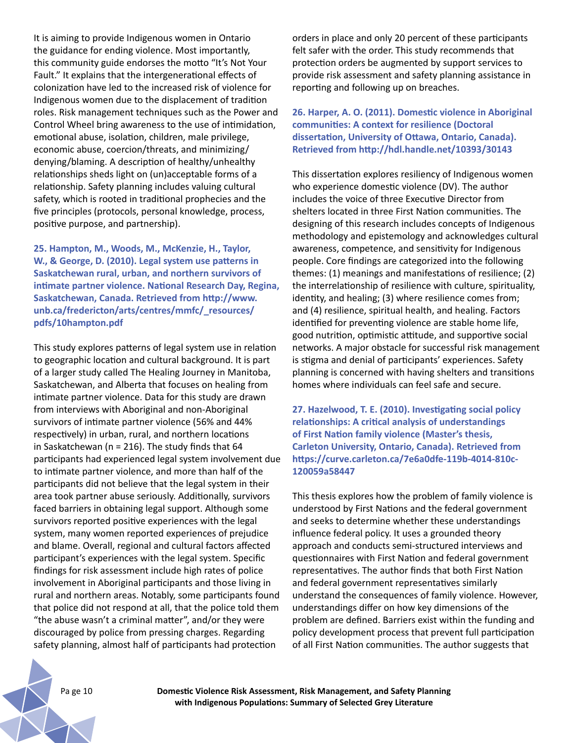It is aiming to provide Indigenous women in Ontario the guidance for ending violence. Most importantly, this community guide endorses the motto "It's Not Your Fault." It explains that the intergenerational effects of colonization have led to the increased risk of violence for Indigenous women due to the displacement of tradition roles. Risk management techniques such as the Power and Control Wheel bring awareness to the use of intimidation, emotional abuse, isolation, children, male privilege, economic abuse, coercion/threats, and minimizing/denying/blaming. A description of healthy/unhealthy relationships sheds light on (un)acceptable forms of a relationship. Safety planning includes valuing cultural safety, which is rooted in traditional prophecies and the five principles (protocols, personal knowledge, process, positive purpose, and partnership).

**25. Hampton, M., Woods, M., McKenzie, H., Taylor, W., & George, D. (2010). Legal system use patterns in Saskatchewan rural, urban, and northern survivors of intimate partner violence. National Research Day, Regina, Saskatchewan, Canada. Retrieved from http://www.unb.ca/fredericton/arts/centres/mmfc/_resources/pdfs/10hampton.pdf**

This study explores patterns of legal system use in relation to geographic location and cultural background. It is part of a larger study called The Healing Journey in Manitoba, Saskatchewan, and Alberta that focuses on healing from intimate partner violence. Data for this study are drawn from interviews with Aboriginal and non-Aboriginal survivors of intimate partner violence (56% and 44% respectively) in urban, rural, and northern locations in Saskatchewan (n = 216). The study finds that 64 participants had experienced legal system involvement due to intimate partner violence, and more than half of the participants did not believe that the legal system in their area took partner abuse seriously. Additionally, survivors faced barriers in obtaining legal support. Although some survivors reported positive experiences with the legal system, many women reported experiences of prejudice and blame. Overall, regional and cultural factors affected participant's experiences with the legal system. Specific findings for risk assessment include high rates of police involvement in Aboriginal participants and those living in rural and northern areas. Notably, some participants found that police did not respond at all, that the police told them "the abuse wasn't a criminal matter", and/or they were discouraged by police from pressing charges. Regarding safety planning, almost half of participants had protection orders in place and only 20 percent of these participants felt safer with the order. This study recommends that protection orders be augmented by support services to provide risk assessment and safety planning assistance in reporting and following up on breaches.

**26. Harper, A. O. (2011). Domestic violence in Aboriginal communities: A context for resilience (Doctoral dissertation, University of Ottawa, Ontario, Canada). Retrieved from http://hdl.handle.net/10393/30143**

This dissertation explores resiliency of Indigenous women who experience domestic violence (DV). The author includes the voice of three Executive Director from shelters located in three First Nation communities. The designing of this research includes concepts of Indigenous methodology and epistemology and acknowledges cultural awareness, competence, and sensitivity for Indigenous people. Core findings are categorized into the following themes: (1) meanings and manifestations of resilience; (2) the interrelationship of resilience with culture, spirituality, identity, and healing; (3) where resilience comes from; and (4) resilience, spiritual health, and healing. Factors identified for preventing violence are stable home life, good nutrition, optimistic attitude, and supportive social networks. A major obstacle for successful risk management is stigma and denial of participants' experiences. Safety planning is concerned with having shelters and transitions homes where individuals can feel safe and secure.

**27. Hazelwood, T. E. (2010). Investigating social policy relationships: A critical analysis of understandings of First Nation family violence (Master's thesis, Carleton University, Ontario, Canada). Retrieved from https://curve.carleton.ca/7e6a0dfe-119b-4014-810c-120059a58447**

This thesis explores how the problem of family violence is understood by First Nations and the federal government and seeks to determine whether these understandings influence federal policy. It uses a grounded theory approach and conducts semi-structured interviews and questionnaires with First Nation and federal government representatives. The author finds that both First Nation and federal government representatives similarly understand the consequences of family violence. However, understandings differ on how key dimensions of the problem are defined. Barriers exist within the funding and policy development process that prevent full participation of all First Nation communities. The author suggests that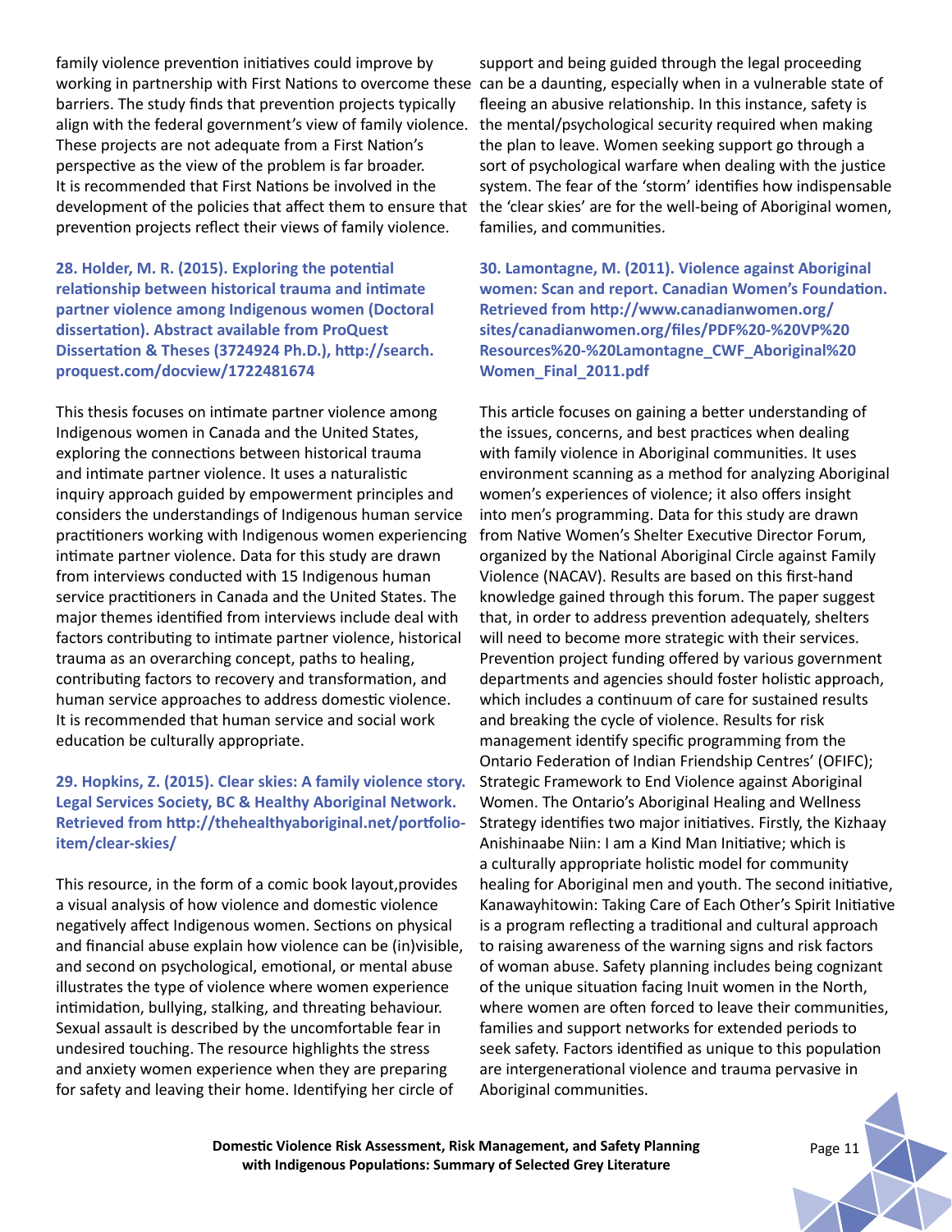family violence prevention initiatives could improve by working in partnership with First Nations to overcome these barriers. The study finds that prevention projects typically align with the federal government's view of family violence. These projects are not adequate from a First Nation's perspective as the view of the problem is far broader. It is recommended that First Nations be involved in the development of the policies that affect them to ensure that prevention projects reflect their views of family violence.

**28. Holder, M. R. (2015). Exploring the potential relationship between historical trauma and intimate partner violence among Indigenous women (Doctoral dissertation). Abstract available from ProQuest Dissertation & Theses (3724924 Ph.D.), http://search.proquest.com/docview/1722481674**

This thesis focuses on intimate partner violence among Indigenous women in Canada and the United States, exploring the connections between historical trauma and intimate partner violence. It uses a naturalistic inquiry approach guided by empowerment principles and considers the understandings of Indigenous human service practitioners working with Indigenous women experiencing intimate partner violence. Data for this study are drawn from interviews conducted with 15 Indigenous human service practitioners in Canada and the United States. The major themes identified from interviews include deal with factors contributing to intimate partner violence, historical trauma as an overarching concept, paths to healing, contributing factors to recovery and transformation, and human service approaches to address domestic violence. It is recommended that human service and social work education be culturally appropriate.

**29. Hopkins, Z. (2015). Clear skies: A family violence story. Legal Services Society, BC & Healthy Aboriginal Network. Retrieved from http://thehealthyaboriginal.net/portfolio-item/clear-skies/**

This resource, in the form of a comic book layout,provides a visual analysis of how violence and domestic violence negatively affect Indigenous women. Sections on physical and financial abuse explain how violence can be (in)visible, and second on psychological, emotional, or mental abuse illustrates the type of violence where women experience intimidation, bullying, stalking, and threating behaviour. Sexual assault is described by the uncomfortable fear in undesired touching. The resource highlights the stress and anxiety women experience when they are preparing for safety and leaving their home. Identifying her circle of support and being guided through the legal proceeding can be a daunting, especially when in a vulnerable state of fleeing an abusive relationship. In this instance, safety is the mental/psychological security required when making the plan to leave. Women seeking support go through a sort of psychological warfare when dealing with the justice system. The fear of the 'storm' identifies how indispensable the 'clear skies' are for the well-being of Aboriginal women, families, and communities.

**30. Lamontagne, M. (2011). Violence against Aboriginal women: Scan and report. Canadian Women's Foundation. Retrieved from http://www.canadianwomen.org/sites/canadianwomen.org/files/PDF%20-%20VP%20Resources%20-%20Lamontagne_CWF_Aboriginal%20Women_Final_2011.pdf**

This article focuses on gaining a better understanding of the issues, concerns, and best practices when dealing with family violence in Aboriginal communities. It uses environment scanning as a method for analyzing Aboriginal women's experiences of violence; it also offers insight into men's programming. Data for this study are drawn from Native Women's Shelter Executive Director Forum, organized by the National Aboriginal Circle against Family Violence (NACAV). Results are based on this first-hand knowledge gained through this forum. The paper suggest that, in order to address prevention adequately, shelters will need to become more strategic with their services. Prevention project funding offered by various government departments and agencies should foster holistic approach, which includes a continuum of care for sustained results and breaking the cycle of violence. Results for risk management identify specific programming from the Ontario Federation of Indian Friendship Centres' (OFIFC); Strategic Framework to End Violence against Aboriginal Women. The Ontario's Aboriginal Healing and Wellness Strategy identifies two major initiatives. Firstly, the Kizhaay Anishinaabe Niin: I am a Kind Man Initiative; which is a culturally appropriate holistic model for community healing for Aboriginal men and youth. The second initiative, Kanawayhitowin: Taking Care of Each Other's Spirit Initiative is a program reflecting a traditional and cultural approach to raising awareness of the warning signs and risk factors of woman abuse. Safety planning includes being cognizant of the unique situation facing Inuit women in the North, where women are often forced to leave their communities, families and support networks for extended periods to seek safety. Factors identified as unique to this population are intergenerational violence and trauma pervasive in Aboriginal communities.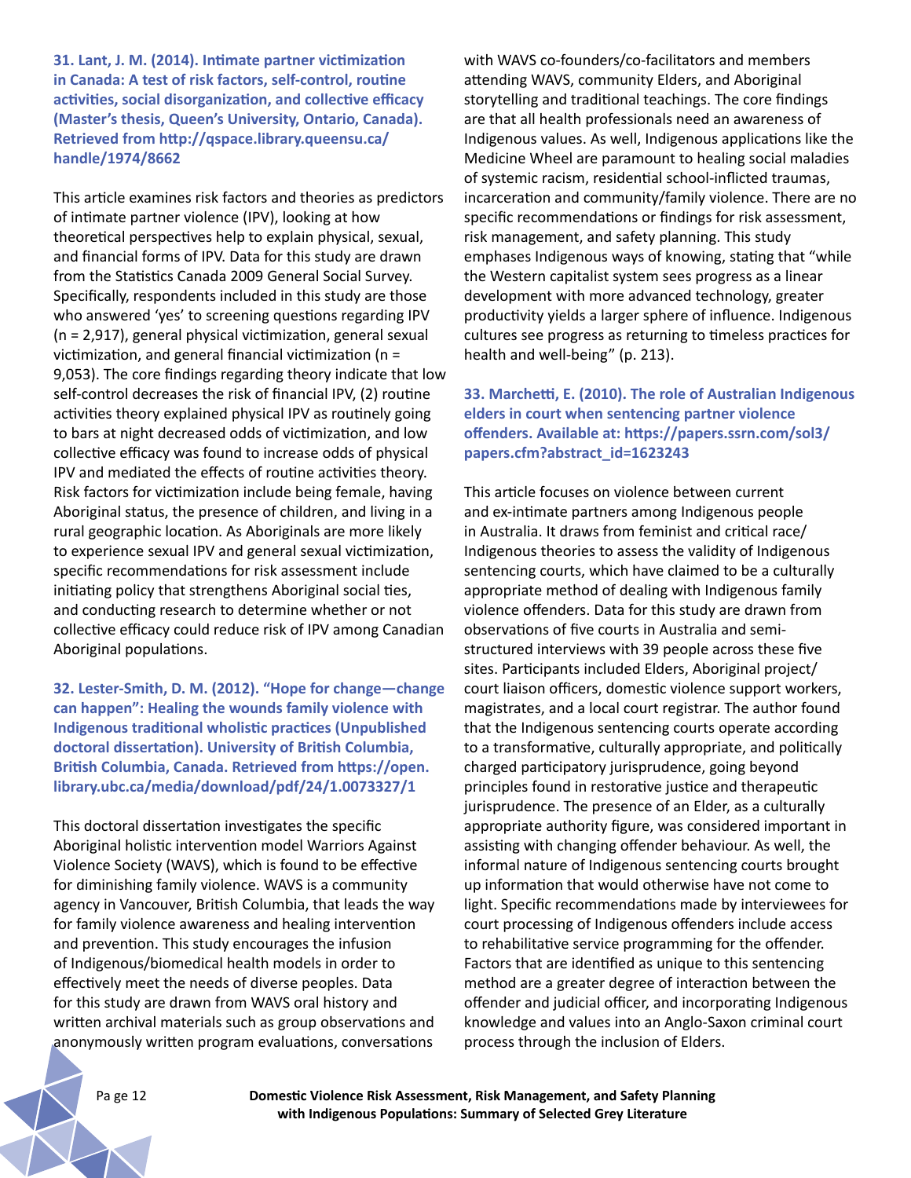**31. Lant, J. M. (2014). Intimate partner victimization in Canada: A test of risk factors, self-control, routine activities, social disorganization, and collective efficacy (Master's thesis, Queen's University, Ontario, Canada). Retrieved from http://qspace.library.queensu.ca/handle/1974/8662**

This article examines risk factors and theories as predictors of intimate partner violence (IPV), looking at how theoretical perspectives help to explain physical, sexual, and financial forms of IPV. Data for this study are drawn from the Statistics Canada 2009 General Social Survey. Specifically, respondents included in this study are those who answered 'yes' to screening questions regarding IPV (n = 2,917), general physical victimization, general sexual victimization, and general financial victimization (n = 9,053). The core findings regarding theory indicate that low self-control decreases the risk of financial IPV, (2) routine activities theory explained physical IPV as routinely going to bars at night decreased odds of victimization, and low collective efficacy was found to increase odds of physical IPV and mediated the effects of routine activities theory. Risk factors for victimization include being female, having Aboriginal status, the presence of children, and living in a rural geographic location. As Aboriginals are more likely to experience sexual IPV and general sexual victimization, specific recommendations for risk assessment include initiating policy that strengthens Aboriginal social ties, and conducting research to determine whether or not collective efficacy could reduce risk of IPV among Canadian Aboriginal populations.

**32. Lester-Smith, D. M. (2012). "Hope for change—change can happen": Healing the wounds family violence with Indigenous traditional wholistic practices (Unpublished doctoral dissertation). University of British Columbia, British Columbia, Canada. Retrieved from https://open.library.ubc.ca/media/download/pdf/24/1.0073327/1**

This doctoral dissertation investigates the specific Aboriginal holistic intervention model Warriors Against Violence Society (WAVS), which is found to be effective for diminishing family violence. WAVS is a community agency in Vancouver, British Columbia, that leads the way for family violence awareness and healing intervention and prevention. This study encourages the infusion of Indigenous/biomedical health models in order to effectively meet the needs of diverse peoples. Data for this study are drawn from WAVS oral history and written archival materials such as group observations and anonymously written program evaluations, conversations with WAVS co-founders/co-facilitators and members attending WAVS, community Elders, and Aboriginal storytelling and traditional teachings. The core findings are that all health professionals need an awareness of Indigenous values. As well, Indigenous applications like the Medicine Wheel are paramount to healing social maladies of systemic racism, residential school-inflicted traumas, incarceration and community/family violence. There are no specific recommendations or findings for risk assessment, risk management, and safety planning. This study emphases Indigenous ways of knowing, stating that "while the Western capitalist system sees progress as a linear development with more advanced technology, greater productivity yields a larger sphere of influence. Indigenous cultures see progress as returning to timeless practices for health and well-being" (p. 213).

**33. Marchetti, E. (2010). The role of Australian Indigenous elders in court when sentencing partner violence offenders. Available at: https://papers.ssrn.com/sol3/papers.cfm?abstract_id=1623243**

This article focuses on violence between current and ex-intimate partners among Indigenous people in Australia. It draws from feminist and critical race/Indigenous theories to assess the validity of Indigenous sentencing courts, which have claimed to be a culturally appropriate method of dealing with Indigenous family violence offenders. Data for this study are drawn from observations of five courts in Australia and semi-structured interviews with 39 people across these five sites. Participants included Elders, Aboriginal project/court liaison officers, domestic violence support workers, magistrates, and a local court registrar. The author found that the Indigenous sentencing courts operate according to a transformative, culturally appropriate, and politically charged participatory jurisprudence, going beyond principles found in restorative justice and therapeutic jurisprudence. The presence of an Elder, as a culturally appropriate authority figure, was considered important in assisting with changing offender behaviour. As well, the informal nature of Indigenous sentencing courts brought up information that would otherwise have not come to light. Specific recommendations made by interviewees for court processing of Indigenous offenders include access to rehabilitative service programming for the offender. Factors that are identified as unique to this sentencing method are a greater degree of interaction between the offender and judicial officer, and incorporating Indigenous knowledge and values into an Anglo-Saxon criminal court process through the inclusion of Elders.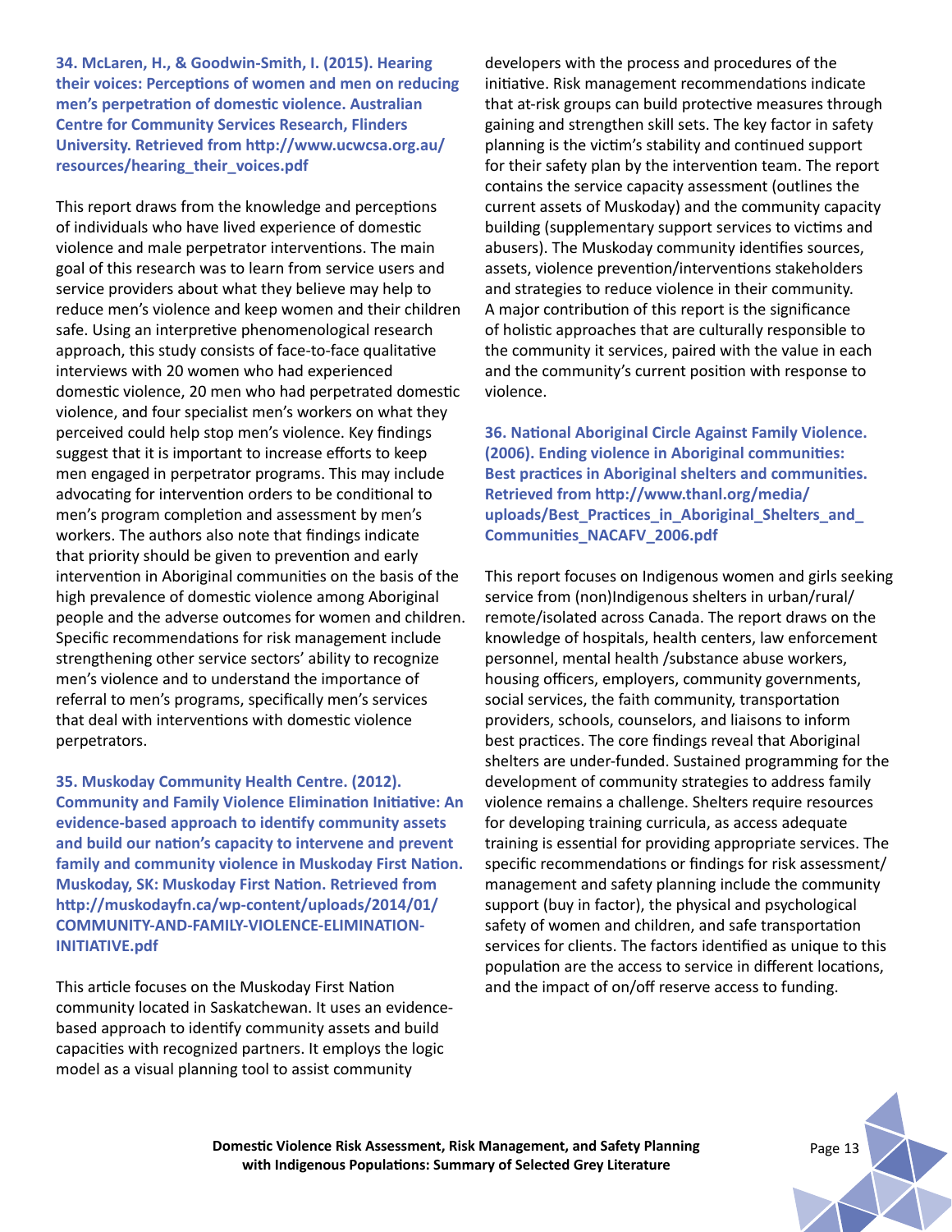**34. McLaren, H., & Goodwin-Smith, I. (2015). Hearing their voices: Perceptions of women and men on reducing men's perpetration of domestic violence. Australian Centre for Community Services Research, Flinders University. Retrieved from http://www.ucwcsa.org.au/resources/hearing_their_voices.pdf**

This report draws from the knowledge and perceptions of individuals who have lived experience of domestic violence and male perpetrator interventions. The main goal of this research was to learn from service users and service providers about what they believe may help to reduce men's violence and keep women and their children safe. Using an interpretive phenomenological research approach, this study consists of face-to-face qualitative interviews with 20 women who had experienced domestic violence, 20 men who had perpetrated domestic violence, and four specialist men's workers on what they perceived could help stop men's violence. Key findings suggest that it is important to increase efforts to keep men engaged in perpetrator programs. This may include advocating for intervention orders to be conditional to men's program completion and assessment by men's workers. The authors also note that findings indicate that priority should be given to prevention and early intervention in Aboriginal communities on the basis of the high prevalence of domestic violence among Aboriginal people and the adverse outcomes for women and children. Specific recommendations for risk management include strengthening other service sectors' ability to recognize men's violence and to understand the importance of referral to men's programs, specifically men's services that deal with interventions with domestic violence perpetrators.

**35. Muskoday Community Health Centre. (2012). Community and Family Violence Elimination Initiative: An evidence-based approach to identify community assets and build our nation's capacity to intervene and prevent family and community violence in Muskoday First Nation. Muskoday, SK: Muskoday First Nation. Retrieved from http://muskodayfn.ca/wp-content/uploads/2014/01/COMMUNITY-AND-FAMILY-VIOLENCE-ELIMINATION-INITIATIVE.pdf**

This article focuses on the Muskoday First Nation community located in Saskatchewan. It uses an evidence-based approach to identify community assets and build capacities with recognized partners. It employs the logic model as a visual planning tool to assist community developers with the process and procedures of the initiative. Risk management recommendations indicate that at-risk groups can build protective measures through gaining and strengthen skill sets. The key factor in safety planning is the victim's stability and continued support for their safety plan by the intervention team. The report contains the service capacity assessment (outlines the current assets of Muskoday) and the community capacity building (supplementary support services to victims and abusers). The Muskoday community identifies sources, assets, violence prevention/interventions stakeholders and strategies to reduce violence in their community. A major contribution of this report is the significance of holistic approaches that are culturally responsible to the community it services, paired with the value in each and the community's current position with response to violence.

**36. National Aboriginal Circle Against Family Violence. (2006). Ending violence in Aboriginal communities: Best practices in Aboriginal shelters and communities. Retrieved from http://www.thanl.org/media/uploads/Best_Practices_in_Aboriginal_Shelters_and_Communities_NACAFV_2006.pdf**

This report focuses on Indigenous women and girls seeking service from (non)Indigenous shelters in urban/rural/remote/isolated across Canada. The report draws on the knowledge of hospitals, health centers, law enforcement personnel, mental health /substance abuse workers, housing officers, employers, community governments, social services, the faith community, transportation providers, schools, counselors, and liaisons to inform best practices. The core findings reveal that Aboriginal shelters are under-funded. Sustained programming for the development of community strategies to address family violence remains a challenge. Shelters require resources for developing training curricula, as access adequate training is essential for providing appropriate services. The specific recommendations or findings for risk assessment/management and safety planning include the community support (buy in factor), the physical and psychological safety of women and children, and safe transportation services for clients. The factors identified as unique to this population are the access to service in different locations, and the impact of on/off reserve access to funding.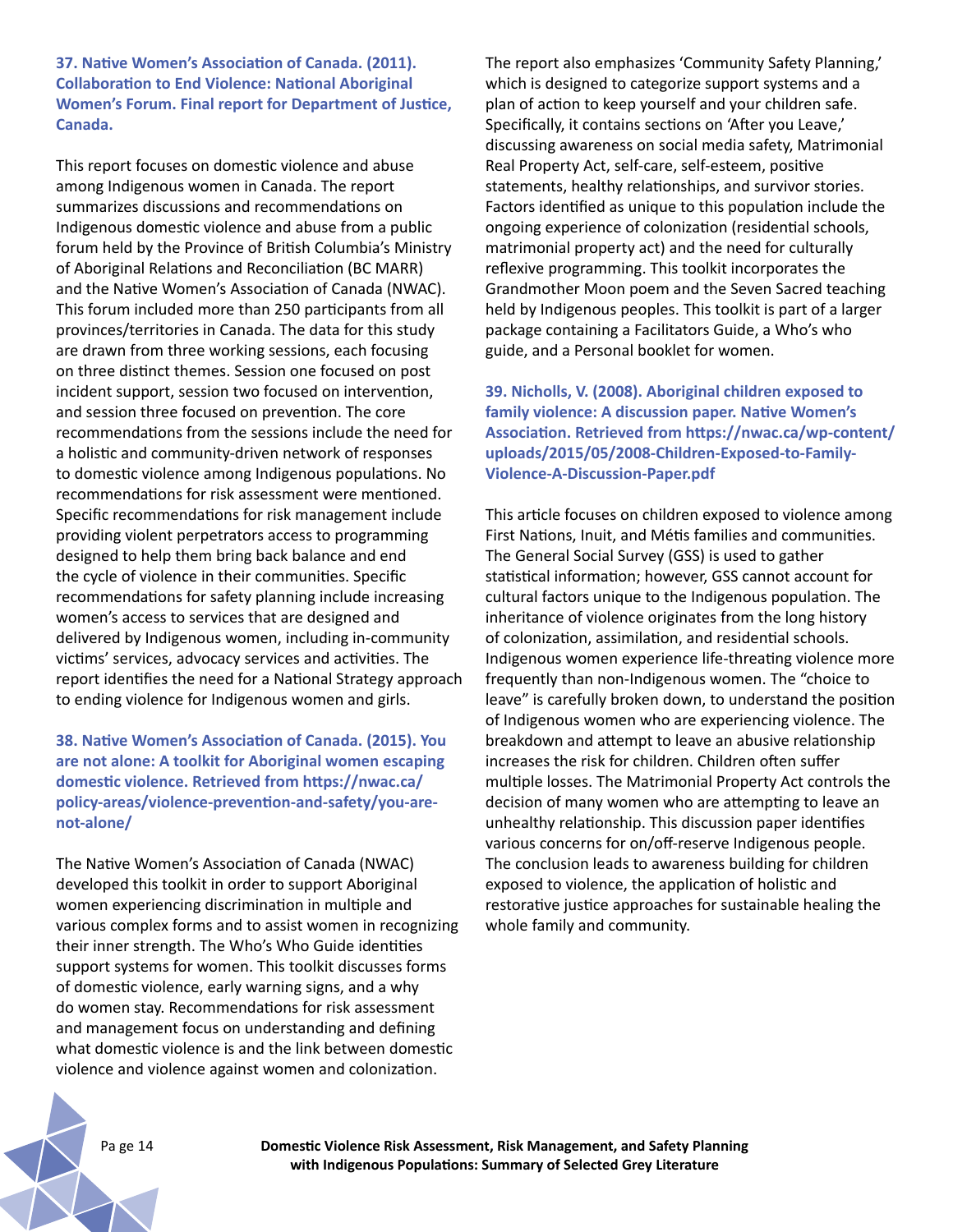**37. Native Women's Association of Canada. (2011). Collaboration to End Violence: National Aboriginal Women's Forum. Final report for Department of Justice, Canada.**

This report focuses on domestic violence and abuse among Indigenous women in Canada. The report summarizes discussions and recommendations on Indigenous domestic violence and abuse from a public forum held by the Province of British Columbia's Ministry of Aboriginal Relations and Reconciliation (BC MARR) and the Native Women's Association of Canada (NWAC). This forum included more than 250 participants from all provinces/territories in Canada. The data for this study are drawn from three working sessions, each focusing on three distinct themes. Session one focused on post incident support, session two focused on intervention, and session three focused on prevention. The core recommendations from the sessions include the need for a holistic and community-driven network of responses to domestic violence among Indigenous populations. No recommendations for risk assessment were mentioned. Specific recommendations for risk management include providing violent perpetrators access to programming designed to help them bring back balance and end the cycle of violence in their communities. Specific recommendations for safety planning include increasing women's access to services that are designed and delivered by Indigenous women, including in-community victims' services, advocacy services and activities. The report identifies the need for a National Strategy approach to ending violence for Indigenous women and girls.

**38. Native Women's Association of Canada. (2015). You are not alone: A toolkit for Aboriginal women escaping domestic violence. Retrieved from https://nwac.ca/policy-areas/violence-prevention-and-safety/you-are-not-alone/**

The Native Women's Association of Canada (NWAC) developed this toolkit in order to support Aboriginal women experiencing discrimination in multiple and various complex forms and to assist women in recognizing their inner strength. The Who's Who Guide identities support systems for women. This toolkit discusses forms of domestic violence, early warning signs, and a why do women stay. Recommendations for risk assessment and management focus on understanding and defining what domestic violence is and the link between domestic violence and violence against women and colonization. The report also emphasizes 'Community Safety Planning,' which is designed to categorize support systems and a plan of action to keep yourself and your children safe. Specifically, it contains sections on 'After you Leave,' discussing awareness on social media safety, Matrimonial Real Property Act, self-care, self-esteem, positive statements, healthy relationships, and survivor stories. Factors identified as unique to this population include the ongoing experience of colonization (residential schools, matrimonial property act) and the need for culturally reflexive programming. This toolkit incorporates the Grandmother Moon poem and the Seven Sacred teaching held by Indigenous peoples. This toolkit is part of a larger package containing a Facilitators Guide, a Who's who guide, and a Personal booklet for women.

**39. Nicholls, V. (2008). Aboriginal children exposed to family violence: A discussion paper. Native Women's Association. Retrieved from https://nwac.ca/wp-content/uploads/2015/05/2008-Children-Exposed-to-Family-Violence-A-Discussion-Paper.pdf**

This article focuses on children exposed to violence among First Nations, Inuit, and Métis families and communities. The General Social Survey (GSS) is used to gather statistical information; however, GSS cannot account for cultural factors unique to the Indigenous population. The inheritance of violence originates from the long history of colonization, assimilation, and residential schools. Indigenous women experience life-threating violence more frequently than non-Indigenous women. The "choice to leave" is carefully broken down, to understand the position of Indigenous women who are experiencing violence. The breakdown and attempt to leave an abusive relationship increases the risk for children. Children often suffer multiple losses. The Matrimonial Property Act controls the decision of many women who are attempting to leave an unhealthy relationship. This discussion paper identifies various concerns for on/off-reserve Indigenous people. The conclusion leads to awareness building for children exposed to violence, the application of holistic and restorative justice approaches for sustainable healing the whole family and community.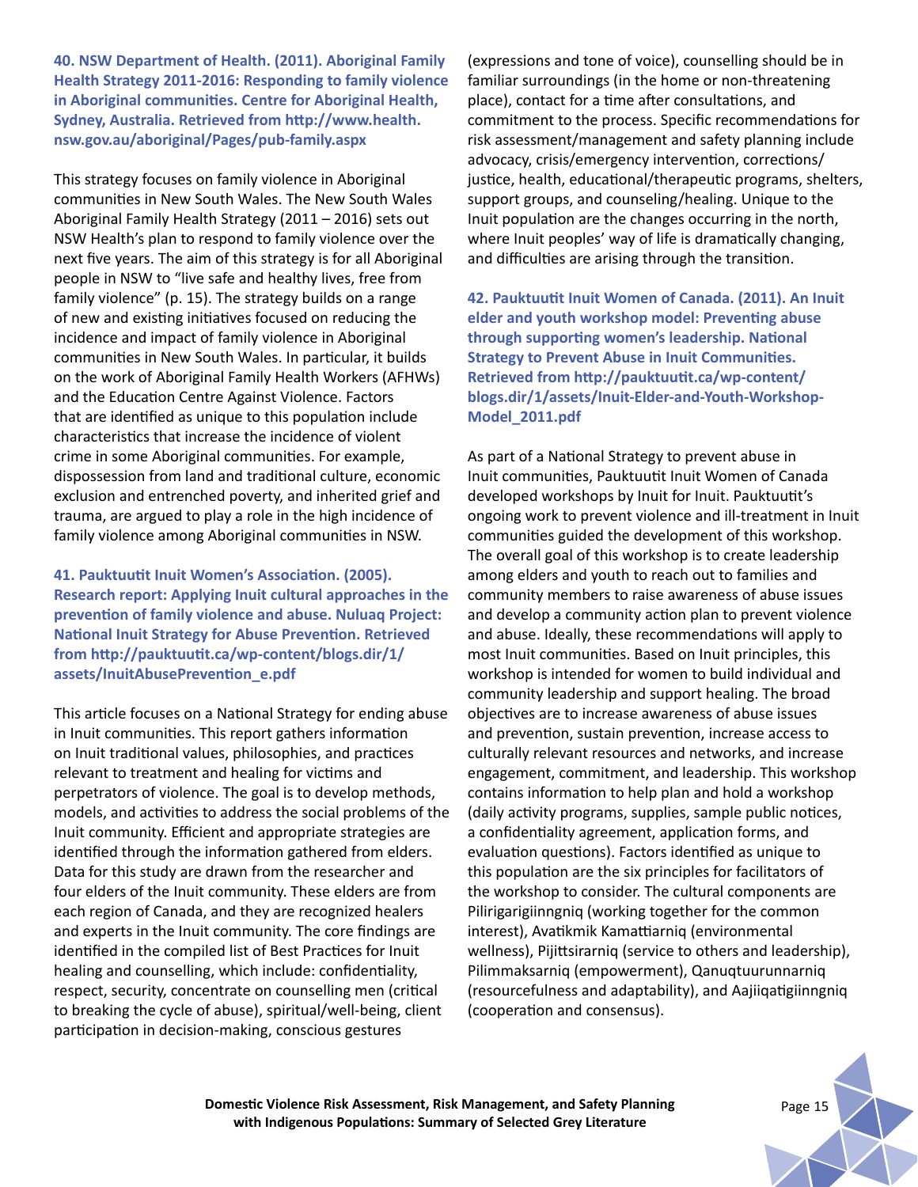**40. NSW Department of Health. (2011). Aboriginal Family Health Strategy 2011-2016: Responding to family violence in Aboriginal communities. Centre for Aboriginal Health, Sydney, Australia. Retrieved from http://www.health.nsw.gov.au/aboriginal/Pages/pub-family.aspx**

This strategy focuses on family violence in Aboriginal communities in New South Wales. The New South Wales Aboriginal Family Health Strategy (2011 – 2016) sets out NSW Health's plan to respond to family violence over the next five years. The aim of this strategy is for all Aboriginal people in NSW to "live safe and healthy lives, free from family violence" (p. 15). The strategy builds on a range of new and existing initiatives focused on reducing the incidence and impact of family violence in Aboriginal communities in New South Wales. In particular, it builds on the work of Aboriginal Family Health Workers (AFHWs) and the Education Centre Against Violence. Factors that are identified as unique to this population include characteristics that increase the incidence of violent crime in some Aboriginal communities. For example, dispossession from land and traditional culture, economic exclusion and entrenched poverty, and inherited grief and trauma, are argued to play a role in the high incidence of family violence among Aboriginal communities in NSW.

**41. Pauktuutit Inuit Women's Association. (2005). Research report: Applying Inuit cultural approaches in the prevention of family violence and abuse. Nuluaq Project: National Inuit Strategy for Abuse Prevention. Retrieved from http://pauktuutit.ca/wp-content/blogs.dir/1/assets/InuitAbusePrevention_e.pdf**

This article focuses on a National Strategy for ending abuse in Inuit communities. This report gathers information on Inuit traditional values, philosophies, and practices relevant to treatment and healing for victims and perpetrators of violence. The goal is to develop methods, models, and activities to address the social problems of the Inuit community. Efficient and appropriate strategies are identified through the information gathered from elders. Data for this study are drawn from the researcher and four elders of the Inuit community. These elders are from each region of Canada, and they are recognized healers and experts in the Inuit community. The core findings are identified in the compiled list of Best Practices for Inuit healing and counselling, which include: confidentiality, respect, security, concentrate on counselling men (critical to breaking the cycle of abuse), spiritual/well-being, client participation in decision-making, conscious gestures (expressions and tone of voice), counselling should be in familiar surroundings (in the home or non-threatening place), contact for a time after consultations, and commitment to the process. Specific recommendations for risk assessment/management and safety planning include advocacy, crisis/emergency intervention, corrections/justice, health, educational/therapeutic programs, shelters, support groups, and counseling/healing. Unique to the Inuit population are the changes occurring in the north, where Inuit peoples' way of life is dramatically changing, and difficulties are arising through the transition.

**42. Pauktuutit Inuit Women of Canada. (2011). An Inuit elder and youth workshop model: Preventing abuse through supporting women's leadership. National Strategy to Prevent Abuse in Inuit Communities. Retrieved from http://pauktuutit.ca/wp-content/blogs.dir/1/assets/Inuit-Elder-and-Youth-Workshop-Model_2011.pdf**

As part of a National Strategy to prevent abuse in Inuit communities, Pauktuutit Inuit Women of Canada developed workshops by Inuit for Inuit. Pauktuutit's ongoing work to prevent violence and ill-treatment in Inuit communities guided the development of this workshop. The overall goal of this workshop is to create leadership among elders and youth to reach out to families and community members to raise awareness of abuse issues and develop a community action plan to prevent violence and abuse. Ideally, these recommendations will apply to most Inuit communities. Based on Inuit principles, this workshop is intended for women to build individual and community leadership and support healing. The broad objectives are to increase awareness of abuse issues and prevention, sustain prevention, increase access to culturally relevant resources and networks, and increase engagement, commitment, and leadership. This workshop contains information to help plan and hold a workshop (daily activity programs, supplies, sample public notices, a confidentiality agreement, application forms, and evaluation questions). Factors identified as unique to this population are the six principles for facilitators of the workshop to consider. The cultural components are Pilirigarigiinngniq (working together for the common interest), Avatikmik Kamattiarniq (environmental wellness), Pijittsirarniq (service to others and leadership), Pilimmaksarniq (empowerment), Qanuqtuurunnarniq (resourcefulness and adaptability), and Aajiiqatigiinngniq (cooperation and consensus).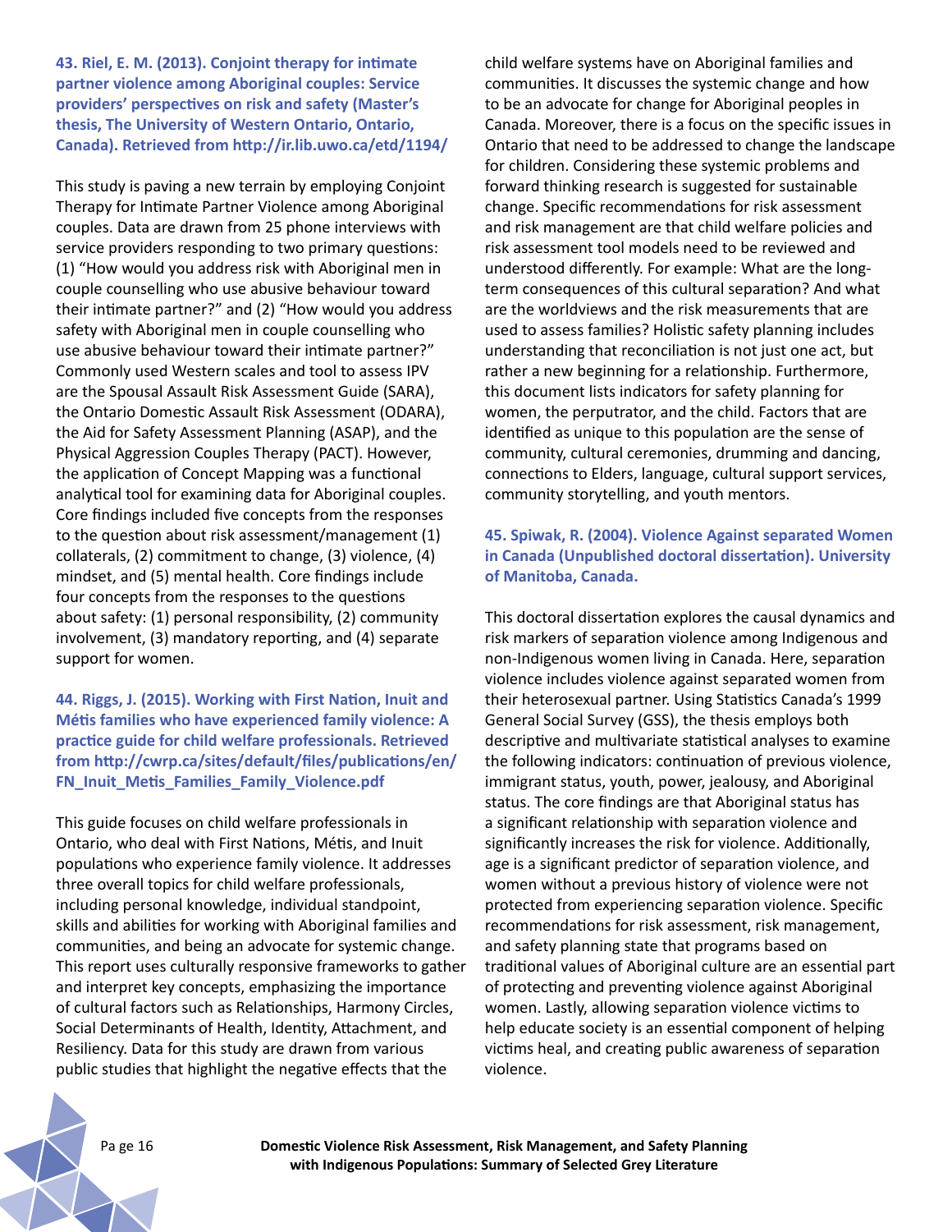**43. Riel, E. M. (2013). Conjoint therapy for intimate partner violence among Aboriginal couples: Service providers' perspectives on risk and safety (Master's thesis, The University of Western Ontario, Ontario, Canada). Retrieved from http://ir.lib.uwo.ca/etd/1194/**

This study is paving a new terrain by employing Conjoint Therapy for Intimate Partner Violence among Aboriginal couples. Data are drawn from 25 phone interviews with service providers responding to two primary questions: (1) "How would you address risk with Aboriginal men in couple counselling who use abusive behaviour toward their intimate partner?" and (2) "How would you address safety with Aboriginal men in couple counselling who use abusive behaviour toward their intimate partner?" Commonly used Western scales and tool to assess IPV are the Spousal Assault Risk Assessment Guide (SARA), the Ontario Domestic Assault Risk Assessment (ODARA), the Aid for Safety Assessment Planning (ASAP), and the Physical Aggression Couples Therapy (PACT). However, the application of Concept Mapping was a functional analytical tool for examining data for Aboriginal couples. Core findings included five concepts from the responses to the question about risk assessment/management (1) collaterals, (2) commitment to change, (3) violence, (4) mindset, and (5) mental health. Core findings include four concepts from the responses to the questions about safety: (1) personal responsibility, (2) community involvement, (3) mandatory reporting, and (4) separate support for women.

**44. Riggs, J. (2015). Working with First Nation, Inuit and Métis families who have experienced family violence: A practice guide for child welfare professionals. Retrieved from http://cwrp.ca/sites/default/files/publications/en/FN_Inuit_Metis_Families_Family_Violence.pdf**

This guide focuses on child welfare professionals in Ontario, who deal with First Nations, Métis, and Inuit populations who experience family violence. It addresses three overall topics for child welfare professionals, including personal knowledge, individual standpoint, skills and abilities for working with Aboriginal families and communities, and being an advocate for systemic change. This report uses culturally responsive frameworks to gather and interpret key concepts, emphasizing the importance of cultural factors such as Relationships, Harmony Circles, Social Determinants of Health, Identity, Attachment, and Resiliency. Data for this study are drawn from various public studies that highlight the negative effects that the child welfare systems have on Aboriginal families and communities. It discusses the systemic change and how to be an advocate for change for Aboriginal peoples in Canada. Moreover, there is a focus on the specific issues in Ontario that need to be addressed to change the landscape for children. Considering these systemic problems and forward thinking research is suggested for sustainable change. Specific recommendations for risk assessment and risk management are that child welfare policies and risk assessment tool models need to be reviewed and understood differently. For example: What are the long-term consequences of this cultural separation? And what are the worldviews and the risk measurements that are used to assess families? Holistic safety planning includes understanding that reconciliation is not just one act, but rather a new beginning for a relationship. Furthermore, this document lists indicators for safety planning for women, the perputrator, and the child. Factors that are identified as unique to this population are the sense of community, cultural ceremonies, drumming and dancing, connections to Elders, language, cultural support services, community storytelling, and youth mentors.

**45. Spiwak, R. (2004). Violence Against separated Women in Canada (Unpublished doctoral dissertation). University of Manitoba, Canada.**

This doctoral dissertation explores the causal dynamics and risk markers of separation violence among Indigenous and non-Indigenous women living in Canada. Here, separation violence includes violence against separated women from their heterosexual partner. Using Statistics Canada's 1999 General Social Survey (GSS), the thesis employs both descriptive and multivariate statistical analyses to examine the following indicators: continuation of previous violence, immigrant status, youth, power, jealousy, and Aboriginal status. The core findings are that Aboriginal status has a significant relationship with separation violence and significantly increases the risk for violence. Additionally, age is a significant predictor of separation violence, and women without a previous history of violence were not protected from experiencing separation violence. Specific recommendations for risk assessment, risk management, and safety planning state that programs based on traditional values of Aboriginal culture are an essential part of protecting and preventing violence against Aboriginal women. Lastly, allowing separation violence victims to help educate society is an essential component of helping victims heal, and creating public awareness of separation violence.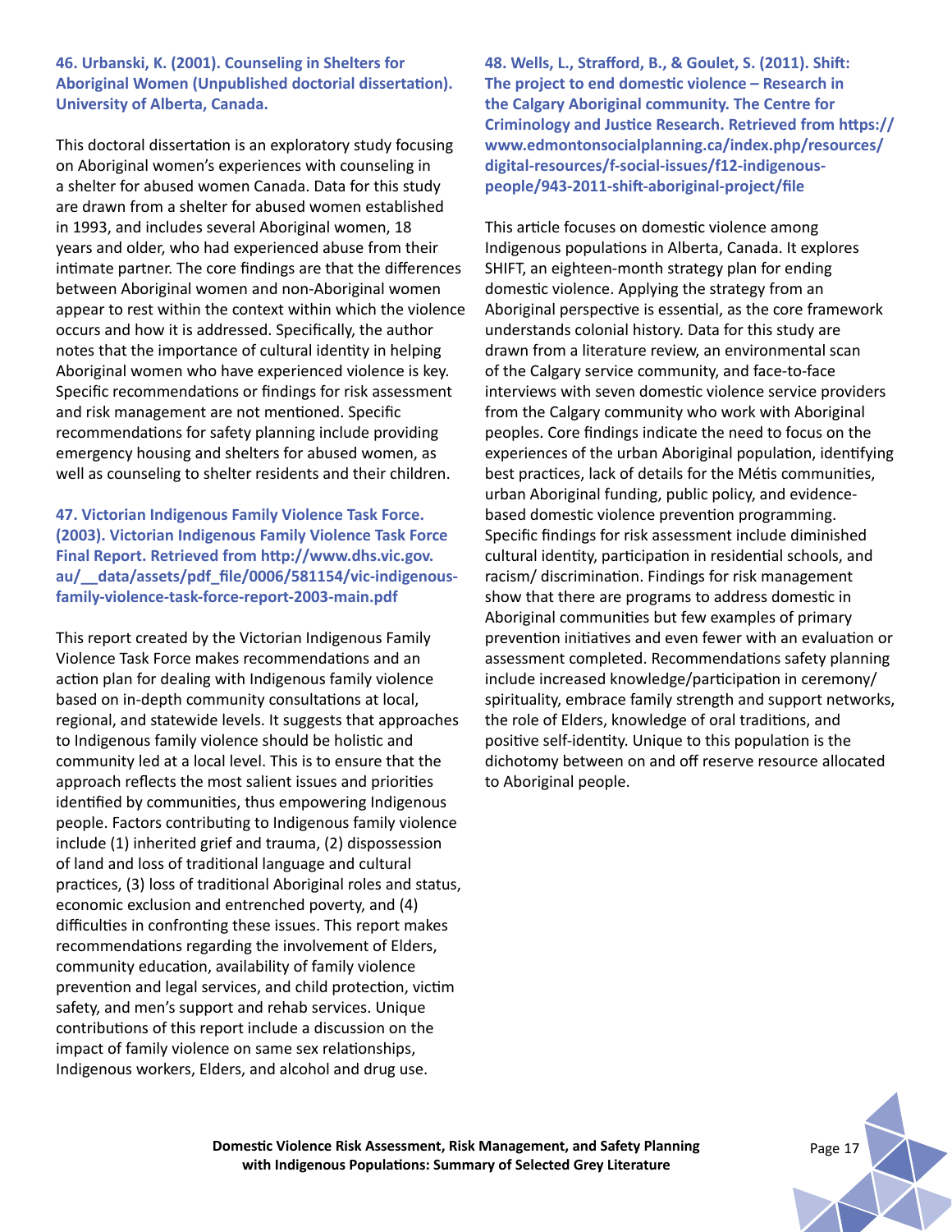**46. Urbanski, K. (2001). Counseling in Shelters for Aboriginal Women (Unpublished doctorial dissertation). University of Alberta, Canada.**

This doctoral dissertation is an exploratory study focusing on Aboriginal women's experiences with counseling in a shelter for abused women Canada. Data for this study are drawn from a shelter for abused women established in 1993, and includes several Aboriginal women, 18 years and older, who had experienced abuse from their intimate partner. The core findings are that the differences between Aboriginal women and non-Aboriginal women appear to rest within the context within which the violence occurs and how it is addressed. Specifically, the author notes that the importance of cultural identity in helping Aboriginal women who have experienced violence is key. Specific recommendations or findings for risk assessment and risk management are not mentioned. Specific recommendations for safety planning include providing emergency housing and shelters for abused women, as well as counseling to shelter residents and their children.

**47. Victorian Indigenous Family Violence Task Force. (2003). Victorian Indigenous Family Violence Task Force Final Report. Retrieved from http://www.dhs.vic.gov.au/__data/assets/pdf_file/0006/581154/vic-indigenous-family-violence-task-force-report-2003-main.pdf**

This report created by the Victorian Indigenous Family Violence Task Force makes recommendations and an action plan for dealing with Indigenous family violence based on in-depth community consultations at local, regional, and statewide levels. It suggests that approaches to Indigenous family violence should be holistic and community led at a local level. This is to ensure that the approach reflects the most salient issues and priorities identified by communities, thus empowering Indigenous people. Factors contributing to Indigenous family violence include (1) inherited grief and trauma, (2) dispossession of land and loss of traditional language and cultural practices, (3) loss of traditional Aboriginal roles and status, economic exclusion and entrenched poverty, and (4) difficulties in confronting these issues. This report makes recommendations regarding the involvement of Elders, community education, availability of family violence prevention and legal services, and child protection, victim safety, and men's support and rehab services. Unique contributions of this report include a discussion on the impact of family violence on same sex relationships, Indigenous workers, Elders, and alcohol and drug use.

**48. Wells, L., Strafford, B., & Goulet, S. (2011). Shift: The project to end domestic violence – Research in the Calgary Aboriginal community. The Centre for Criminology and Justice Research. Retrieved from https://www.edmontonsocialplanning.ca/index.php/resources/digital-resources/f-social-issues/f12-indigenous-people/943-2011-shift-aboriginal-project/file**

This article focuses on domestic violence among Indigenous populations in Alberta, Canada. It explores SHIFT, an eighteen-month strategy plan for ending domestic violence. Applying the strategy from an Aboriginal perspective is essential, as the core framework understands colonial history. Data for this study are drawn from a literature review, an environmental scan of the Calgary service community, and face-to-face interviews with seven domestic violence service providers from the Calgary community who work with Aboriginal peoples. Core findings indicate the need to focus on the experiences of the urban Aboriginal population, identifying best practices, lack of details for the Métis communities, urban Aboriginal funding, public policy, and evidence-based domestic violence prevention programming. Specific findings for risk assessment include diminished cultural identity, participation in residential schools, and racism/ discrimination. Findings for risk management show that there are programs to address domestic in Aboriginal communities but few examples of primary prevention initiatives and even fewer with an evaluation or assessment completed. Recommendations safety planning include increased knowledge/participation in ceremony/ spirituality, embrace family strength and support networks, the role of Elders, knowledge of oral traditions, and positive self-identity. Unique to this population is the dichotomy between on and off reserve resource allocated to Aboriginal people.